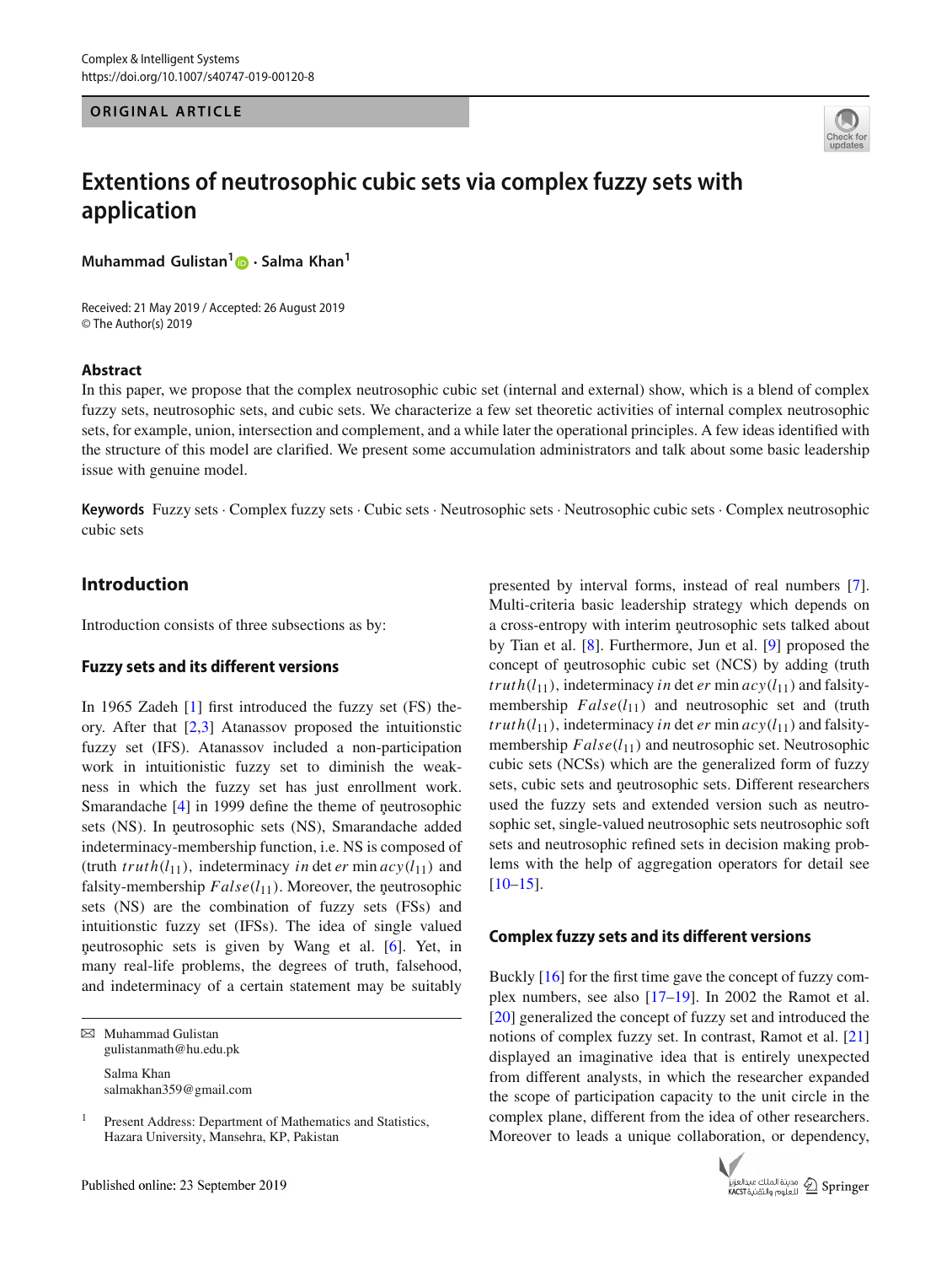ORIGINAL ARTICLE

# Extentions of neutrosophic cubic sets via complex fuzzy sets with application

**Muhammad Gulistan[1] · Salma Khan[1]**

Received: 21 May 2019 / Accepted: 26 August 2019
© The Author(s) 2019

## Abstract

In this paper, we propose that the complex neutrosophic cubic set (internal and external) show, which is a blend of complex fuzzy sets, neutrosophic sets, and cubic sets. We characterize a few set theoretic activities of internal complex neutrosophic sets, for example, union, intersection and complement, and a while later the operational principles. A few ideas identified with the structure of this model are clarified. We present some accumulation administrators and talk about some basic leadership issue with genuine model.

**Keywords** Fuzzy sets · Complex fuzzy sets · Cubic sets · Neutrosophic sets · Neutrosophic cubic sets · Complex neutrosophic cubic sets

## Introduction

Introduction consists of three subsections as by:

### Fuzzy sets and its different versions

In 1965 Zadeh [1] first introduced the fuzzy set (FS) theory. After that [2,3] Atanassov proposed the intuitionstic fuzzy set (IFS). Atanassov included a non-participation work in intuitionistic fuzzy set to diminish the weakness in which the fuzzy set has just enrollment work. Smarandache [4] in 1999 define the theme of ņeutrosophic sets (NS). In ņeutrosophic sets (NS), Smarandache added indeterminacy-membership function, i.e. NS is composed of (truth $truth(l_{11})$, indeterminacy $in\det er\min acy(l_{11})$ and falsity-membership $False(l_{11})$. Moreover, the ņeutrosophic sets (NS) are the combination of fuzzy sets (FSs) and intuitionstic fuzzy set (IFSs). The idea of single valued ņeutrosophic sets is given by Wang et al. [6]. Yet, in many real-life problems, the degrees of truth, falsehood, and indeterminacy of a certain statement may be suitably presented by interval forms, instead of real numbers [7]. Multi-criteria basic leadership strategy which depends on a cross-entropy with interim ņeutrosophic sets talked about by Tian et al. [8]. Furthermore, Jun et al. [9] proposed the concept of ņeutrosophic cubic set (NCS) by adding (truth $truth(l_{11})$, indeterminacy $in\det er\min acy(l_{11})$ and falsity-membership $False(l_{11})$ and neutrosophic set and (truth $truth(l_{11})$, indeterminacy $in\det er\min acy(l_{11})$ and falsity-membership $False(l_{11})$ and neutrosophic set. Neutrosophic cubic sets (NCSs) which are the generalized form of fuzzy sets, cubic sets and ņeutrosophic sets. Different researchers used the fuzzy sets and extended version such as neutrosophic set, single-valued neutrosophic sets neutrosophic soft sets and neutrosophic refined sets in decision making problems with the help of aggregation operators for detail see [10–15].

### Complex fuzzy sets and its different versions

Buckly [16] for the first time gave the concept of fuzzy complex numbers, see also [17–19]. In 2002 the Ramot et al. [20] generalized the concept of fuzzy set and introduced the notions of complex fuzzy set. In contrast, Ramot et al. [21] displayed an imaginative idea that is entirely unexpected from different analysts, in which the researcher expanded the scope of participation capacity to the unit circle in the complex plane, different from the idea of other researchers. Moreover to leads a unique collaboration, or dependency,

✉ Muhammad Gulistan
gulistanmath@hu.edu.pk

Salma Khan
salmakhan359@gmail.com

[1] Present Address: Department of Mathematics and Statistics, Hazara University, Mansehra, KP, Pakistan

Published online: 23 September 2019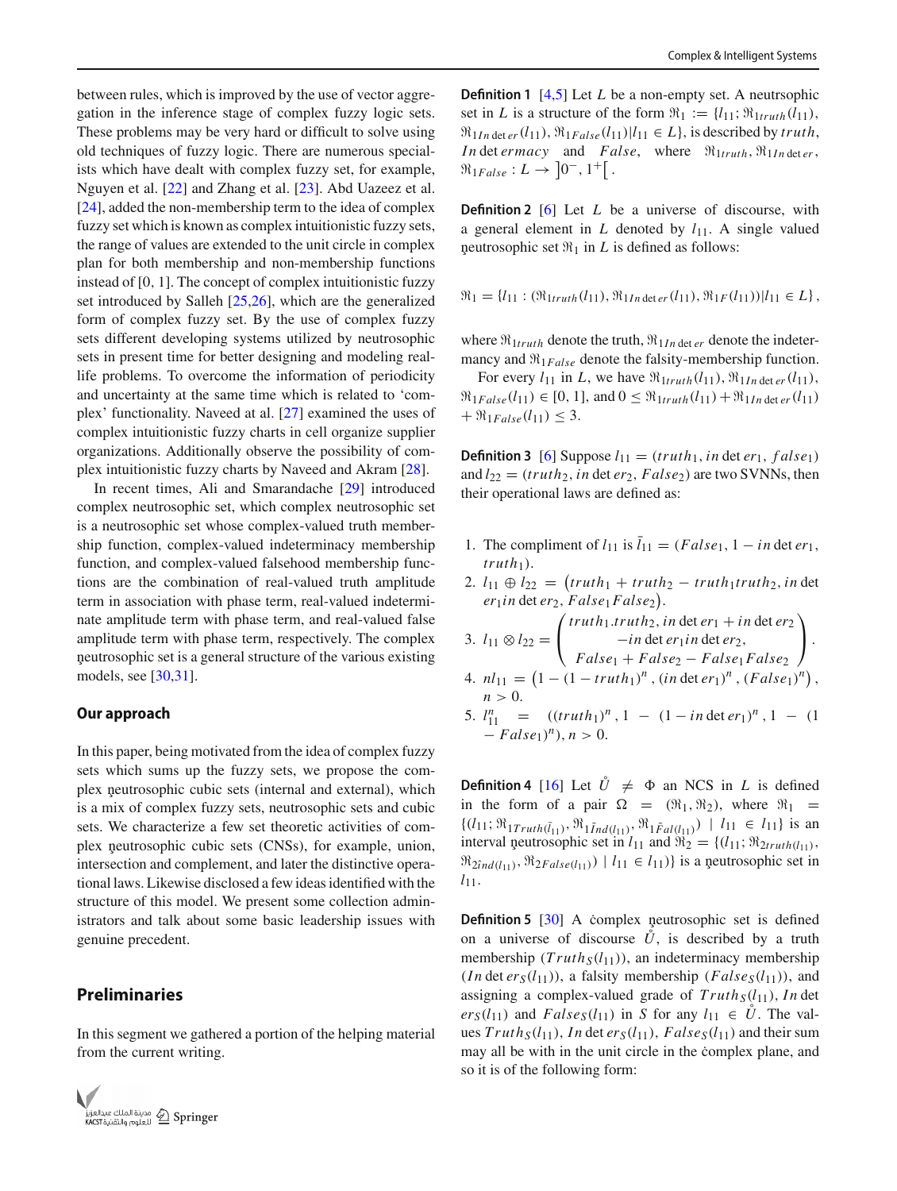between rules, which is improved by the use of vector aggregation in the inference stage of complex fuzzy logic sets. These problems may be very hard or difficult to solve using old techniques of fuzzy logic. There are numerous specialists which have dealt with complex fuzzy set, for example, Nguyen et al. [22] and Zhang et al. [23]. Abd Uazeez et al. [24], added the non-membership term to the idea of complex fuzzy set which is known as complex intuitionistic fuzzy sets, the range of values are extended to the unit circle in complex plan for both membership and non-membership functions instead of [0, 1]. The concept of complex intuitionistic fuzzy set introduced by Salleh [25,26], which are the generalized form of complex fuzzy set. By the use of complex fuzzy sets different developing systems utilized by neutrosophic sets in present time for better designing and modeling real-life problems. To overcome the information of periodicity and uncertainty at the same time which is related to 'complex' functionality. Naveed at al. [27] examined the uses of complex intuitionistic fuzzy charts in cell organize supplier organizations. Additionally observe the possibility of complex intuitionistic fuzzy charts by Naveed and Akram [28].

In recent times, Ali and Smarandache [29] introduced complex neutrosophic set, which complex neutrosophic set is a neutrosophic set whose complex-valued truth membership function, complex-valued indeterminacy membership function, and complex-valued falsehood membership functions are the combination of real-valued truth amplitude term in association with phase term, real-valued indeterminate amplitude term with phase term, and real-valued false amplitude term with phase term, respectively. The complex neutrosophic set is a general structure of the various existing models, see [30,31].

## Our approach

In this paper, being motivated from the idea of complex fuzzy sets which sums up the fuzzy sets, we propose the complex neutrosophic cubic sets (internal and external), which is a mix of complex fuzzy sets, neutrosophic sets and cubic sets. We characterize a few set theoretic activities of complex neutrosophic cubic sets (CNSs), for example, union, intersection and complement, and later the distinctive operational laws. Likewise disclosed a few ideas identified with the structure of this model. We present some collection administrators and talk about some basic leadership issues with genuine precedent.

## Preliminaries

In this segment we gathered a portion of the helping material from the current writing.

**Definition 1** [4,5] Let $L$ be a non-empty set. A neutrsophic set in $L$ is a structure of the form $\Re_1 := \{l_{11}; \Re_{1truth}(l_{11}), \Re_{1Indeter}(l_{11}), \Re_{1False}(l_{11}) | l_{11} \in L\}$, is described by $truth$, $Indetermacy$ and $False$, where $\Re_{1truth}, \Re_{1Indeter}, \Re_{1False} : L \to ]0^-, 1^+[$.

**Definition 2** [6] Let $L$ be a universe of discourse, with a general element in $L$ denoted by $l_{11}$. A single valued neutrosophic set $\Re_1$ in $L$ is defined as follows:

$$\Re_1 = \{l_{11} : (\Re_{1truth}(l_{11}), \Re_{1Indeter}(l_{11}), \Re_{1F}(l_{11})) | l_{11} \in L\},$$

where $\Re_{1truth}$ denote the truth, $\Re_{1Indeter}$ denote the indetermancy and $\Re_{1False}$ denote the falsity-membership function.

For every $l_{11}$ in $L$, we have $\Re_{1truth}(l_{11}), \Re_{1Indeter}(l_{11}), \Re_{1False}(l_{11}) \in [0, 1]$, and $0 \leq \Re_{1truth}(l_{11}) + \Re_{1Indeter}(l_{11}) + \Re_{1False}(l_{11}) \leq 3$.

**Definition 3** [6] Suppose $l_{11} = (truth_1, indeter_1, false_1)$ and $l_{22} = (truth_2, indeter_2, False_2)$ are two SVNNs, then their operational laws are defined as:

1. The compliment of $l_{11}$ is $\bar{l}_{11} = (False_1, 1 - indeter_1, truth_1)$.
2. $l_{11} \oplus l_{22} = \left(truth_1 + truth_2 - truth_1 truth_2, indeter_1 indeter_2, False_1 False_2\right)$.
3. $l_{11} \otimes l_{22} = \begin{pmatrix} truth_1.truth_2, indeter_1 + indeter_2 \\ -indeter_1 indeter_2, \\ False_1 + False_2 - False_1 False_2 \end{pmatrix}$.
4. $nl_{11} = \left(1 - (1 - truth_1)^n, (indeter_1)^n, (False_1)^n\right)$, $n > 0$.
5. $l_{11}^n = ((truth_1)^n, 1 - (1 - indeter_1)^n, 1 - (1 - False_1)^n), n > 0$.

**Definition 4** [16] Let $\mathring{U} \neq \Phi$ an NCS in $L$ is defined in the form of a pair $\Omega = (\Re_1, \Re_2)$, where $\Re_1 = \{(l_{11}; \Re_{1\tilde{T}ruth(\tilde{l}_{11})}, \Re_{1\tilde{I}nd(l_{11})}, \Re_{1\tilde{F}al(l_{11})}) \mid l_{11} \in l_{11}\}$ is an interval neutrosophic set in $l_{11}$ and $\Re_2 = \{(l_{11}; \Re_{2truth(l_{11})}, \Re_{2ind(l_{11})}, \Re_{2False(l_{11})}) \mid l_{11} \in l_{11})\}$ is a neutrosophic set in $l_{11}$.

**Definition 5** [30] A complex neutrosophic set is defined on a universe of discourse $\mathring{U}$, is described by a truth membership $(Truth_S(l_{11}))$, an indeterminacy membership $(Indeter_S(l_{11}))$, a falsity membership $(False_S(l_{11}))$, and assigning a complex-valued grade of $Truth_S(l_{11})$, $Indeter_S(l_{11})$ and $False_S(l_{11})$ in $S$ for any $l_{11} \in \mathring{U}$. The values $Truth_S(l_{11})$, $Indeter_S(l_{11})$, $False_S(l_{11})$ and their sum may all be with in the unit circle in the complex plane, and so it is of the following form: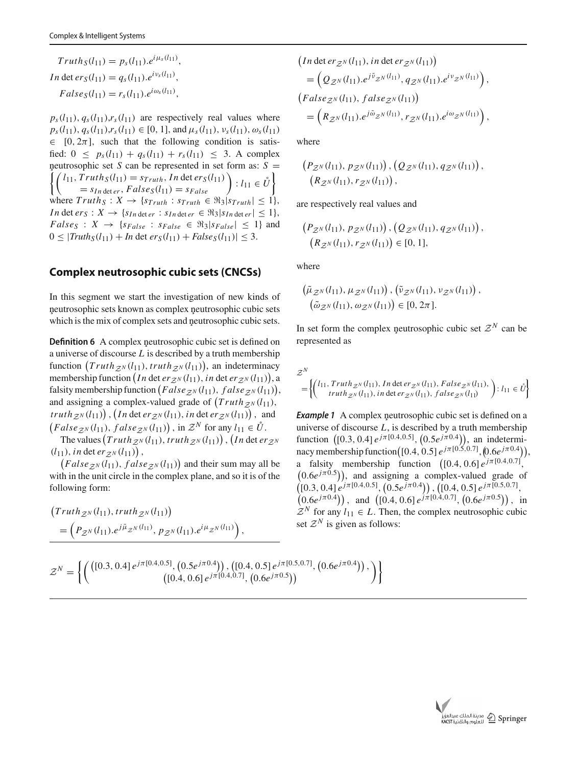$$Truth_S(l_{11}) = p_s(l_{11}).e^{i\mu_s(l_{11})},$$
$$In\det er_S(l_{11}) = q_s(l_{11}).e^{i\nu_s(l_{11})},$$
$$False_S(l_{11}) = r_s(l_{11}).e^{i\omega_s(l_{11})},$$

$p_s(l_{11}), q_s(l_{11}), r_s(l_{11})$ are respectively real values where $p_s(l_{11}), q_s(l_{11}), r_s(l_{11}) \in [0, 1]$, and $\mu_s(l_{11}), \nu_s(l_{11}), \omega_s(l_{11}) \in [0, 2\pi]$, such that the following condition is satisfied: $0 \leq p_s(l_{11}) + q_s(l_{11}) + r_s(l_{11}) \leq 3$. A complex neutrosophic set $S$ can be represented in set form as: $S = \left\{ \begin{pmatrix} l_{11}, Truth_S(l_{11}) = s_{Truth}, In\det er_S(l_{11}) \\ = s_{In\det er}, False_S(l_{11}) = s_{False} \end{pmatrix} : l_{11} \in \mathring{U} \right\}$ where $Truth_S : X \to \{s_{Truth} : s_{Truth} \in \Re_3 | s_{Truth}| \leq 1\}$, $In\det er_S : X \to \{s_{In\det er} : s_{In\det er} \in \Re_3 | s_{In\det er}| \leq 1\}$, $False_S : X \to \{s_{False} : s_{False} \in \Re_3 | s_{False}| \leq 1\}$ and $0 \leq |Truth_S(l_{11}) + In\det er_S(l_{11}) + False_S(l_{11})| \leq 3$.

## Complex neutrosophic cubic sets (CNCSs)

In this segment we start the investigation of new kinds of neutrosophic sets known as complex neutrosophic cubic sets which is the mix of complex sets and neutrosophic cubic sets.

**Definition 6** A complex neutrosophic cubic set is defined on a universe of discourse $L$ is described by a truth membership function $\left(Truth_{\mathcal{Z}^N}(l_{11}), truth_{\mathcal{Z}^N}(l_{11})\right)$, an indeterminacy membership function $\left(In\det er_{\mathcal{Z}^N}(l_{11}), in\det er_{\mathcal{Z}^N}(l_{11})\right)$, a falsity membership function $\left(False_{\mathcal{Z}^N}(l_{11}), false_{\mathcal{Z}^N}(l_{11})\right)$, and assigning a complex-valued grade of $\left(Truth_{\mathcal{Z}^N}(l_{11}), truth_{\mathcal{Z}^N}(l_{11})\right)$, $\left(In\det er_{\mathcal{Z}^N}(l_{11}), in\det er_{\mathcal{Z}^N}(l_{11})\right)$, and $\left(False_{\mathcal{Z}^N}(l_{11}), false_{\mathcal{Z}^N}(l_{11})\right)$, in $\mathcal{Z}^N$ for any $l_{11} \in \mathring{U}$.

The values $\left(Truth_{\mathcal{Z}^N}(l_{11}), truth_{\mathcal{Z}^N}(l_{11})\right)$, $\left(In\det er_{\mathcal{Z}^N}(l_{11}), in\det er_{\mathcal{Z}^N}(l_{11})\right)$,

$\left(False_{\mathcal{Z}^N}(l_{11}), false_{\mathcal{Z}^N}(l_{11})\right)$ and their sum may all be with in the unit circle in the complex plane, and so it is of the following form:

$$\left(Truth_{\mathcal{Z}^N}(l_{11}), truth_{\mathcal{Z}^N}(l_{11})\right) = \left(P_{\mathcal{Z}^N}(l_{11}).e^{j\tilde{\mu}_{\mathcal{Z}^N}(l_{11})}, p_{\mathcal{Z}^N}(l_{11}).e^{i\mu_{\mathcal{Z}^N}(l_{11})}\right),$$

$$\left(In\det er_{\mathcal{Z}^N}(l_{11}), in\det er_{\mathcal{Z}^N}(l_{11})\right) = \left(Q_{\mathcal{Z}^N}(l_{11}).e^{j\tilde{\nu}_{\mathcal{Z}^N}(l_{11})}, q_{\mathcal{Z}^N}(l_{11}).e^{i\nu_{\mathcal{Z}^N}(l_{11})}\right),$$

$$\left(False_{\mathcal{Z}^N}(l_{11}), false_{\mathcal{Z}^N}(l_{11})\right) = \left(R_{\mathcal{Z}^N}(l_{11}).e^{j\tilde{\omega}_{\mathcal{Z}^N}(l_{11})}, r_{\mathcal{Z}^N}(l_{11}).e^{i\omega_{\mathcal{Z}^N}(l_{11})}\right),$$

where

$$\left(P_{\mathcal{Z}^N}(l_{11}), p_{\mathcal{Z}^N}(l_{11})\right), \left(Q_{\mathcal{Z}^N}(l_{11}), q_{\mathcal{Z}^N}(l_{11})\right), \left(R_{\mathcal{Z}^N}(l_{11}), r_{\mathcal{Z}^N}(l_{11})\right),$$

are respectively real values and

$$\left(P_{\mathcal{Z}^N}(l_{11}), p_{\mathcal{Z}^N}(l_{11})\right), \left(Q_{\mathcal{Z}^N}(l_{11}), q_{\mathcal{Z}^N}(l_{11})\right), \left(R_{\mathcal{Z}^N}(l_{11}), r_{\mathcal{Z}^N}(l_{11})\right) \in [0, 1],$$

where

$$\left(\tilde{\mu}_{\mathcal{Z}^N}(l_{11}), \mu_{\mathcal{Z}^N}(l_{11})\right), \left(\tilde{\nu}_{\mathcal{Z}^N}(l_{11}), \nu_{\mathcal{Z}^N}(l_{11})\right), \left(\tilde{\omega}_{\mathcal{Z}^N}(l_{11}), \omega_{\mathcal{Z}^N}(l_{11})\right) \in [0, 2\pi].$$

In set form the complex neutrosophic cubic set $\mathcal{Z}^N$ can be represented as

$$\mathcal{Z}^N = \left\{ \begin{pmatrix} l_{11}, Truth_{\mathcal{Z}^N}(l_{11}), In\det er_{\mathcal{Z}^N}(l_{11}), False_{\mathcal{Z}^N}(l_{11}), \\ truth_{\mathcal{Z}^N}(l_{11}), in\det er_{\mathcal{Z}^N}(l_{11}), false_{\mathcal{Z}^N}(l_{11}) \end{pmatrix} : l_{11} \in \mathring{U} \right\}$$

***Example 1*** A complex neutrosophic cubic set is defined on a universe of discourse $L$, is described by a truth membership function $\left([0.3, 0.4]\, e^{j\pi[0.4,0.5]}, \left(0.5e^{j\pi 0.4}\right)\right)$, an indeterminacy membership function $\left([0.4, 0.5]\, e^{j\pi[0.5,0.7]}, \left(0.6e^{j\pi 0.4}\right)\right)$, a falsity membership function $\left([0.4, 0.6]\, e^{j\pi[0.4,0.7]}, \left(0.6e^{j\pi 0.5}\right)\right)$, and assigning a complex-valued grade of $\left([0.3, 0.4]\, e^{j\pi[0.4,0.5]}, \left(0.5e^{j\pi 0.4}\right)\right)$, $\left([0.4, 0.5]\, e^{j\pi[0.5,0.7]}, \left(0.6e^{j\pi 0.4}\right)\right)$, and $\left([0.4, 0.6]\, e^{j\pi[0.4,0.7]}, \left(0.6e^{j\pi 0.5}\right)\right)$, in $\mathcal{Z}^N$ for any $l_{11} \in L$. Then, the complex neutrosophic cubic set $\mathcal{Z}^N$ is given as follows:

$$\mathcal{Z}^N = \left\{ \begin{pmatrix} \left([0.3, 0.4]\, e^{j\pi[0.4,0.5]}, \left(0.5e^{j\pi 0.4}\right)\right), \left([0.4, 0.5]\, e^{j\pi[0.5,0.7]}, \left(0.6e^{j\pi 0.4}\right)\right), \\ \left([0.4, 0.6]\, e^{j\pi[0.4,0.7]}, \left(0.6e^{j\pi 0.5}\right)\right) \end{pmatrix} \right\}$$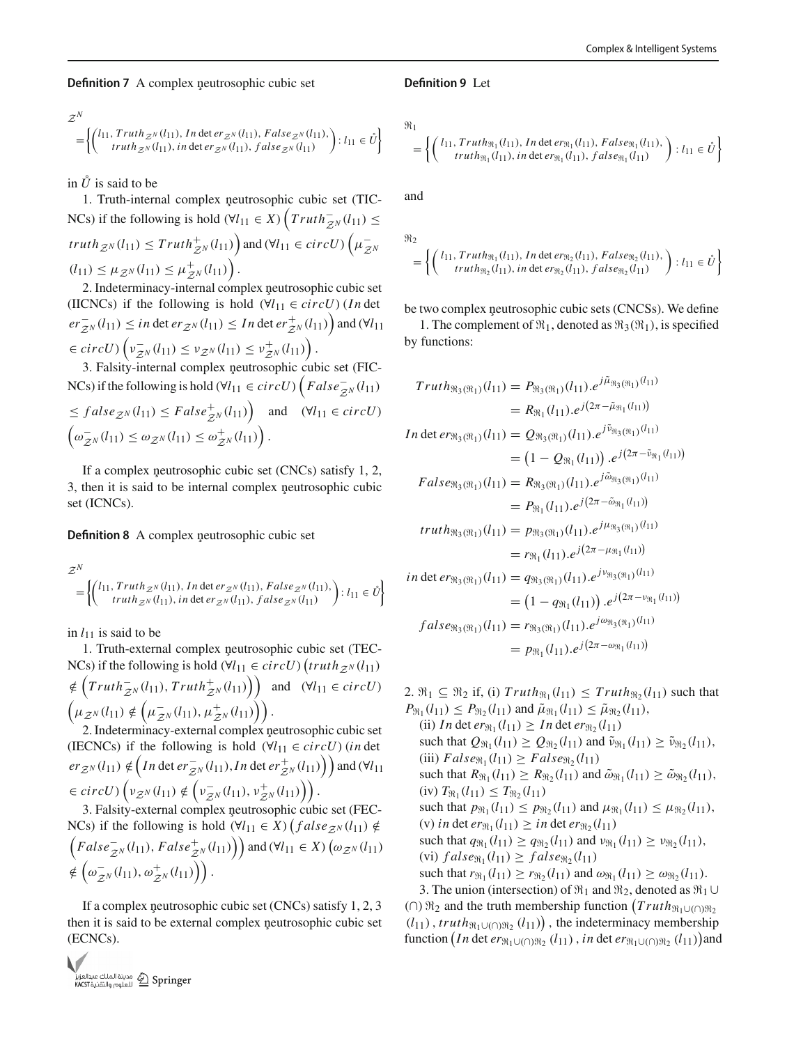**Definition 7** A complex ņeutrosophic cubic set

$$\mathcal{Z}^N = \left\{ \begin{pmatrix} l_{11}, Truth_{\mathcal{Z}^N}(l_{11}), In\det er_{\mathcal{Z}^N}(l_{11}), False_{\mathcal{Z}^N}(l_{11}), \\ truth_{\mathcal{Z}^N}(l_{11}), in\det er_{\mathcal{Z}^N}(l_{11}), false_{\mathcal{Z}^N}(l_{11}) \end{pmatrix} : l_{11} \in \mathring{U} \right\}$$

in $\mathring{U}$ is said to be

1. Truth-internal complex ņeutrosophic cubic set (TICNCs) if the following is hold $(\forall l_{11} \in X) \left( Truth^-_{\mathcal{Z}^N}(l_{11}) \leq truth_{\mathcal{Z}^N}(l_{11}) \leq Truth^+_{\mathcal{Z}^N}(l_{11}) \right)$ and $(\forall l_{11} \in circU) \left( \mu^-_{\mathcal{Z}^N}(l_{11}) \leq \mu_{\mathcal{Z}^N}(l_{11}) \leq \mu^+_{\mathcal{Z}^N}(l_{11}) \right)$.

2. Indeterminacy-internal complex ņeutrosophic cubic set (IICNCs) if the following is hold $(\forall l_{11} \in circU) \left( In\det er^-_{\mathcal{Z}^N}(l_{11}) \leq in\det er_{\mathcal{Z}^N}(l_{11}) \leq In\det er^+_{\mathcal{Z}^N}(l_{11}) \right)$ and $(\forall l_{11} \in circU) \left( \nu^-_{\mathcal{Z}^N}(l_{11}) \leq \nu_{\mathcal{Z}^N}(l_{11}) \leq \nu^+_{\mathcal{Z}^N}(l_{11}) \right)$.

3. Falsity-internal complex ņeutrosophic cubic set (FICNCs) if the following is hold $(\forall l_{11} \in circU) \left( False^-_{\mathcal{Z}^N}(l_{11}) \leq false_{\mathcal{Z}^N}(l_{11}) \leq False^+_{\mathcal{Z}^N}(l_{11}) \right)$ and $(\forall l_{11} \in circU) \left( \omega^-_{\mathcal{Z}^N}(l_{11}) \leq \omega_{\mathcal{Z}^N}(l_{11}) \leq \omega^+_{\mathcal{Z}^N}(l_{11}) \right)$.

If a complex ņeutrosophic cubic set (CNCs) satisfy 1, 2, 3, then it is said to be internal complex ņeutrosophic cubic set (ICNCs).

**Definition 8** A complex ņeutrosophic cubic set

$$\mathcal{Z}^N = \left\{ \begin{pmatrix} l_{11}, Truth_{\mathcal{Z}^N}(l_{11}), In\det er_{\mathcal{Z}^N}(l_{11}), False_{\mathcal{Z}^N}(l_{11}), \\ truth_{\mathcal{Z}^N}(l_{11}), in\det er_{\mathcal{Z}^N}(l_{11}), false_{\mathcal{Z}^N}(l_{11}) \end{pmatrix} : l_{11} \in \hat{U} \right\}$$

in $l_{11}$ is said to be

1. Truth-external complex ņeutrosophic cubic set (TECNCs) if the following is hold $(\forall l_{11} \in circU) \left( truth_{\mathcal{Z}^N}(l_{11}) \notin \left( Truth^-_{\mathcal{Z}^N}(l_{11}), Truth^+_{\mathcal{Z}^N}(l_{11}) \right) \right)$ and $(\forall l_{11} \in circU) \left( \mu_{\mathcal{Z}^N}(l_{11}) \notin \left( \mu^-_{\mathcal{Z}^N}(l_{11}), \mu^+_{\mathcal{Z}^N}(l_{11}) \right) \right)$.

2. Indeterminacy-external complex ņeutrosophic cubic set (IECNCs) if the following is hold $(\forall l_{11} \in circU) \left( in\det er_{\mathcal{Z}^N}(l_{11}) \notin \left( In\det er^-_{\mathcal{Z}^N}(l_{11}), In\det er^+_{\mathcal{Z}^N}(l_{11}) \right) \right)$ and $(\forall l_{11} \in circU) \left( \nu_{\mathcal{Z}^N}(l_{11}) \notin \left( \nu^-_{\mathcal{Z}^N}(l_{11}), \nu^+_{\mathcal{Z}^N}(l_{11}) \right) \right)$.

3. Falsity-external complex ņeutrosophic cubic set (FECNCs) if the following is hold $(\forall l_{11} \in X) \left( false_{\mathcal{Z}^N}(l_{11}) \notin \left( False^-_{\mathcal{Z}^N}(l_{11}), False^+_{\mathcal{Z}^N}(l_{11}) \right) \right)$ and $(\forall l_{11} \in X) \left( \omega_{\mathcal{Z}^N}(l_{11}) \notin \left( \omega^-_{\mathcal{Z}^N}(l_{11}), \omega^+_{\mathcal{Z}^N}(l_{11}) \right) \right)$.

If a complex ņeutrosophic cubic set (CNCs) satisfy 1, 2, 3 then it is said to be external complex ņeutrosophic cubic set (ECNCs).

**Definition 9** Let

$$\Re_1 = \left\{ \begin{pmatrix} l_{11}, Truth_{\Re_1}(l_{11}), In\det er_{\Re_1}(l_{11}), False_{\Re_1}(l_{11}), \\ truth_{\Re_1}(l_{11}), in\det er_{\Re_1}(l_{11}), false_{\Re_1}(l_{11}) \end{pmatrix} : l_{11} \in \mathring{U} \right\}$$

and

$$\Re_2 = \left\{ \begin{pmatrix} l_{11}, Truth_{\Re_1}(l_{11}), In\det er_{\Re_2}(l_{11}), False_{\Re_2}(l_{11}), \\ truth_{\Re_2}(l_{11}), in\det er_{\Re_2}(l_{11}), false_{\Re_2}(l_{11}) \end{pmatrix} : l_{11} \in \mathring{U} \right\}$$

be two complex ņeutrosophic cubic sets (CNCSs). We define

1. The complement of $\Re_1$, denoted as $\Re_3(\Re_1)$, is specified by functions:

$$\begin{aligned}
Truth_{\Re_3(\Re_1)}(l_{11}) &= P_{\Re_3(\Re_1)}(l_{11}).e^{j\tilde{\mu}_{\Re_3(\Re_1)}(l_{11})} \\
&= R_{\Re_1}(l_{11}).e^{j\left(2\pi - \tilde{\mu}_{\Re_1}(l_{11})\right)} \\
In\det er_{\Re_3(\Re_1)}(l_{11}) &= Q_{\Re_3(\Re_1)}(l_{11}).e^{j\tilde{\nu}_{\Re_3(\Re_1)}(l_{11})} \\
&= \left(1 - Q_{\Re_1}(l_{11})\right).e^{j\left(2\pi - \tilde{\nu}_{\Re_1}(l_{11})\right)} \\
False_{\Re_3(\Re_1)}(l_{11}) &= R_{\Re_3(\Re_1)}(l_{11}).e^{j\tilde{\omega}_{\Re_3(\Re_1)}(l_{11})} \\
&= P_{\Re_1}(l_{11}).e^{j\left(2\pi - \tilde{\omega}_{\Re_1}(l_{11})\right)} \\
truth_{\Re_3(\Re_1)}(l_{11}) &= p_{\Re_3(\Re_1)}(l_{11}).e^{j\mu_{\Re_3(\Re_1)}(l_{11})} \\
&= r_{\Re_1}(l_{11}).e^{j\left(2\pi - \mu_{\Re_1}(l_{11})\right)} \\
in\det er_{\Re_3(\Re_1)}(l_{11}) &= q_{\Re_3(\Re_1)}(l_{11}).e^{j\nu_{\Re_3(\Re_1)}(l_{11})} \\
&= \left(1 - q_{\Re_1}(l_{11})\right).e^{j\left(2\pi - \nu_{\Re_1}(l_{11})\right)} \\
false_{\Re_3(\Re_1)}(l_{11}) &= r_{\Re_3(\Re_1)}(l_{11}).e^{j\omega_{\Re_3(\Re_1)}(l_{11})} \\
&= p_{\Re_1}(l_{11}).e^{j\left(2\pi - \omega_{\Re_1}(l_{11})\right)}
\end{aligned}$$

2. $\Re_1 \subseteq \Re_2$ if, (i) $Truth_{\Re_1}(l_{11}) \leq Truth_{\Re_2}(l_{11})$ such that $P_{\Re_1}(l_{11}) \leq P_{\Re_2}(l_{11})$ and $\tilde{\mu}_{\Re_1}(l_{11}) \leq \tilde{\mu}_{\Re_2}(l_{11})$,
(ii) $In\det er_{\Re_1}(l_{11}) \geq In\det er_{\Re_2}(l_{11})$
such that $Q_{\Re_1}(l_{11}) \geq Q_{\Re_2}(l_{11})$ and $\tilde{\nu}_{\Re_1}(l_{11}) \geq \tilde{\nu}_{\Re_2}(l_{11})$,
(iii) $False_{\Re_1}(l_{11}) \geq False_{\Re_2}(l_{11})$
such that $R_{\Re_1}(l_{11}) \geq R_{\Re_2}(l_{11})$ and $\tilde{\omega}_{\Re_1}(l_{11}) \geq \tilde{\omega}_{\Re_2}(l_{11})$,
(iv) $T_{\Re_1}(l_{11}) \leq T_{\Re_2}(l_{11})$
such that $p_{\Re_1}(l_{11}) \leq p_{\Re_2}(l_{11})$ and $\mu_{\Re_1}(l_{11}) \leq \mu_{\Re_2}(l_{11})$,
(v) $in\det er_{\Re_1}(l_{11}) \geq in\det er_{\Re_2}(l_{11})$
such that $q_{\Re_1}(l_{11}) \geq q_{\Re_2}(l_{11})$ and $\nu_{\Re_1}(l_{11}) \geq \nu_{\Re_2}(l_{11})$,
(vi) $false_{\Re_1}(l_{11}) \geq false_{\Re_2}(l_{11})$
such that $r_{\Re_1}(l_{11}) \geq r_{\Re_2}(l_{11})$ and $\omega_{\Re_1}(l_{11}) \geq \omega_{\Re_2}(l_{11})$.

3. The union (intersection) of $\Re_1$ and $\Re_2$, denoted as $\Re_1 \cup (\cap) \Re_2$ and the truth membership function $\left(Truth_{\Re_1 \cup(\cap)\Re_2}(l_{11}), truth_{\Re_1 \cup(\cap)\Re_2}(l_{11})\right)$, the indeterminacy membership function $\left(In\det er_{\Re_1 \cup(\cap)\Re_2}(l_{11}), in\det er_{\Re_1 \cup(\cap)\Re_2}(l_{11})\right)$ and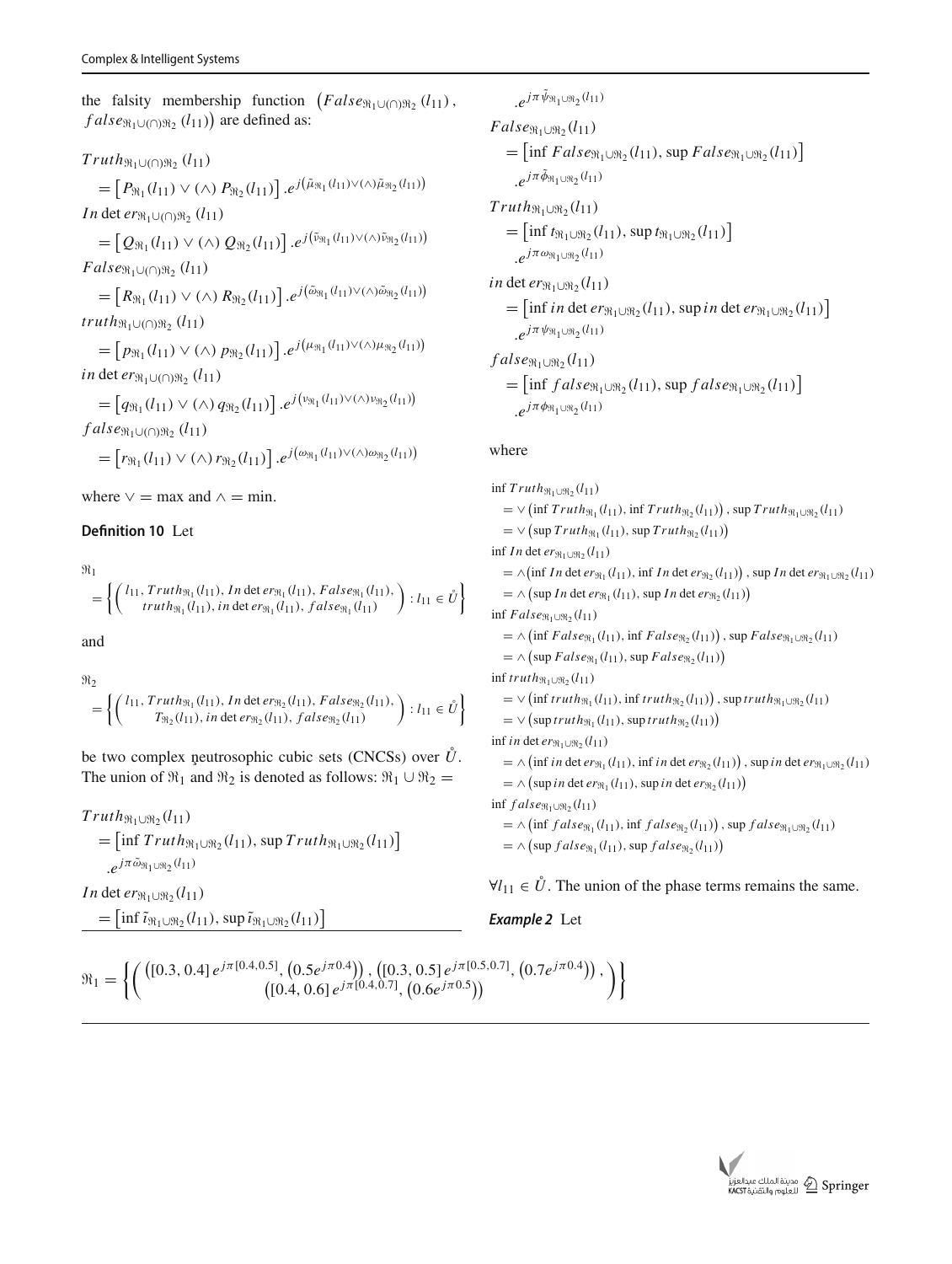the falsity membership function $\left(False_{\Re_1 \cup(\cap)\Re_2}(l_{11}), false_{\Re_1 \cup(\cap)\Re_2}(l_{11})\right)$ are defined as:

$$Truth_{\Re_1 \cup(\cap)\Re_2}(l_{11}) = \left[P_{\Re_1}(l_{11}) \vee (\wedge)\, P_{\Re_2}(l_{11})\right].e^{j\left(\tilde{\mu}_{\Re_1}(l_{11}) \vee(\wedge)\tilde{\mu}_{\Re_2}(l_{11})\right)}$$

$$In\det er_{\Re_1 \cup(\cap)\Re_2}(l_{11}) = \left[Q_{\Re_1}(l_{11}) \vee (\wedge)\, Q_{\Re_2}(l_{11})\right].e^{j\left(\tilde{\nu}_{\Re_1}(l_{11}) \vee(\wedge)\tilde{\nu}_{\Re_2}(l_{11})\right)}$$

$$False_{\Re_1 \cup(\cap)\Re_2}(l_{11}) = \left[R_{\Re_1}(l_{11}) \vee (\wedge)\, R_{\Re_2}(l_{11})\right].e^{j\left(\tilde{\omega}_{\Re_1}(l_{11}) \vee(\wedge)\tilde{\omega}_{\Re_2}(l_{11})\right)}$$

$$truth_{\Re_1 \cup(\cap)\Re_2}(l_{11}) = \left[p_{\Re_1}(l_{11}) \vee (\wedge)\, p_{\Re_2}(l_{11})\right].e^{j\left(\mu_{\Re_1}(l_{11}) \vee(\wedge)\mu_{\Re_2}(l_{11})\right)}$$

$$in\det er_{\Re_1 \cup(\cap)\Re_2}(l_{11}) = \left[q_{\Re_1}(l_{11}) \vee (\wedge)\, q_{\Re_2}(l_{11})\right].e^{j\left(\nu_{\Re_1}(l_{11}) \vee(\wedge)\nu_{\Re_2}(l_{11})\right)}$$

$$false_{\Re_1 \cup(\cap)\Re_2}(l_{11}) = \left[r_{\Re_1}(l_{11}) \vee (\wedge)\, r_{\Re_2}(l_{11})\right].e^{j\left(\omega_{\Re_1}(l_{11}) \vee(\wedge)\omega_{\Re_2}(l_{11})\right)}$$

where $\vee = \max$ and $\wedge = \min$.

**Definition 10** Let

$$\Re_1 = \left\{\begin{pmatrix} l_{11}, Truth_{\Re_1}(l_{11}), In\det er_{\Re_1}(l_{11}), False_{\Re_1}(l_{11}), \\ truth_{\Re_1}(l_{11}), in\det er_{\Re_1}(l_{11}), false_{\Re_1}(l_{11}) \end{pmatrix} : l_{11} \in \mathring{U}\right\}$$

and

$$\Re_2 = \left\{\begin{pmatrix} l_{11}, Truth_{\Re_1}(l_{11}), In\det er_{\Re_2}(l_{11}), False_{\Re_2}(l_{11}), \\ T_{\Re_2}(l_{11}), in\det er_{\Re_2}(l_{11}), false_{\Re_2}(l_{11}) \end{pmatrix} : l_{11} \in \mathring{U}\right\}$$

be two complex neutrosophic cubic sets (CNCSs) over $\mathring{U}$. The union of $\Re_1$ and $\Re_2$ is denoted as follows: $\Re_1 \cup \Re_2 =$

$$Truth_{\Re_1 \cup \Re_2}(l_{11}) = \left[\inf Truth_{\Re_1 \cup \Re_2}(l_{11}), \sup Truth_{\Re_1 \cup \Re_2}(l_{11})\right].e^{j\pi\tilde{\omega}_{\Re_1 \cup \Re_2}(l_{11})}$$

$$In\det er_{\Re_1 \cup \Re_2}(l_{11}) = \left[\inf \tilde{\iota}_{\Re_1 \cup \Re_2}(l_{11}), \sup \tilde{\iota}_{\Re_1 \cup \Re_2}(l_{11})\right].e^{j\pi\tilde{\psi}_{\Re_1 \cup \Re_2}(l_{11})}$$

$$False_{\Re_1 \cup \Re_2}(l_{11}) = \left[\inf False_{\Re_1 \cup \Re_2}(l_{11}), \sup False_{\Re_1 \cup \Re_2}(l_{11})\right].e^{j\pi\tilde{\phi}_{\Re_1 \cup \Re_2}(l_{11})}$$

$$Truth_{\Re_1 \cup \Re_2}(l_{11}) = \left[\inf t_{\Re_1 \cup \Re_2}(l_{11}), \sup t_{\Re_1 \cup \Re_2}(l_{11})\right].e^{j\pi\omega_{\Re_1 \cup \Re_2}(l_{11})}$$

$$in\det er_{\Re_1 \cup \Re_2}(l_{11}) = \left[\inf in\det er_{\Re_1 \cup \Re_2}(l_{11}), \sup in\det er_{\Re_1 \cup \Re_2}(l_{11})\right].e^{j\pi\psi_{\Re_1 \cup \Re_2}(l_{11})}$$

$$false_{\Re_1 \cup \Re_2}(l_{11}) = \left[\inf false_{\Re_1 \cup \Re_2}(l_{11}), \sup false_{\Re_1 \cup \Re_2}(l_{11})\right].e^{j\pi\phi_{\Re_1 \cup \Re_2}(l_{11})}$$

where

$$\inf Truth_{\Re_1 \cup \Re_2}(l_{11}) = \vee\left(\inf Truth_{\Re_1}(l_{11}), \inf Truth_{\Re_2}(l_{11})\right), \sup Truth_{\Re_1 \cup \Re_2}(l_{11}) = \vee\left(\sup Truth_{\Re_1}(l_{11}), \sup Truth_{\Re_2}(l_{11})\right)$$

$$\inf In\det er_{\Re_1 \cup \Re_2}(l_{11}) = \wedge\left(\inf In\det er_{\Re_1}(l_{11}), \inf In\det er_{\Re_2}(l_{11})\right), \sup In\det er_{\Re_1 \cup \Re_2}(l_{11}) = \wedge\left(\sup In\det er_{\Re_1}(l_{11}), \sup In\det er_{\Re_2}(l_{11})\right)$$

$$\inf False_{\Re_1 \cup \Re_2}(l_{11}) = \wedge\left(\inf False_{\Re_1}(l_{11}), \inf False_{\Re_2}(l_{11})\right), \sup False_{\Re_1 \cup \Re_2}(l_{11}) = \wedge\left(\sup False_{\Re_1}(l_{11}), \sup False_{\Re_2}(l_{11})\right)$$

$$\inf truth_{\Re_1 \cup \Re_2}(l_{11}) = \vee\left(\inf truth_{\Re_1}(l_{11}), \inf truth_{\Re_2}(l_{11})\right), \sup truth_{\Re_1 \cup \Re_2}(l_{11}) = \vee\left(\sup truth_{\Re_1}(l_{11}), \sup truth_{\Re_2}(l_{11})\right)$$

$$\inf in\det er_{\Re_1 \cup \Re_2}(l_{11}) = \wedge\left(\inf in\det er_{\Re_1}(l_{11}), \inf in\det er_{\Re_2}(l_{11})\right), \sup in\det er_{\Re_1 \cup \Re_2}(l_{11}) = \wedge\left(\sup in\det er_{\Re_1}(l_{11}), \sup in\det er_{\Re_2}(l_{11})\right)$$

$$\inf false_{\Re_1 \cup \Re_2}(l_{11}) = \wedge\left(\inf false_{\Re_1}(l_{11}), \inf false_{\Re_2}(l_{11})\right), \sup false_{\Re_1 \cup \Re_2}(l_{11}) = \wedge\left(\sup false_{\Re_1}(l_{11}), \sup false_{\Re_2}(l_{11})\right)$$

$\forall l_{11} \in \mathring{U}$. The union of the phase terms remains the same.

***Example 2*** Let

$$\Re_1 = \left\{\begin{pmatrix} \left([0.3, 0.4]\, e^{j\pi[0.4,0.5]}, \left(0.5e^{j\pi 0.4}\right)\right), \left([0.3, 0.5]\, e^{j\pi[0.5,0.7]}, \left(0.7e^{j\pi 0.4}\right)\right), \\ \left([0.4, 0.6]\, e^{j\pi[0.4,0.7]}, \left(0.6e^{j\pi 0.5}\right)\right) \end{pmatrix}\right\}$$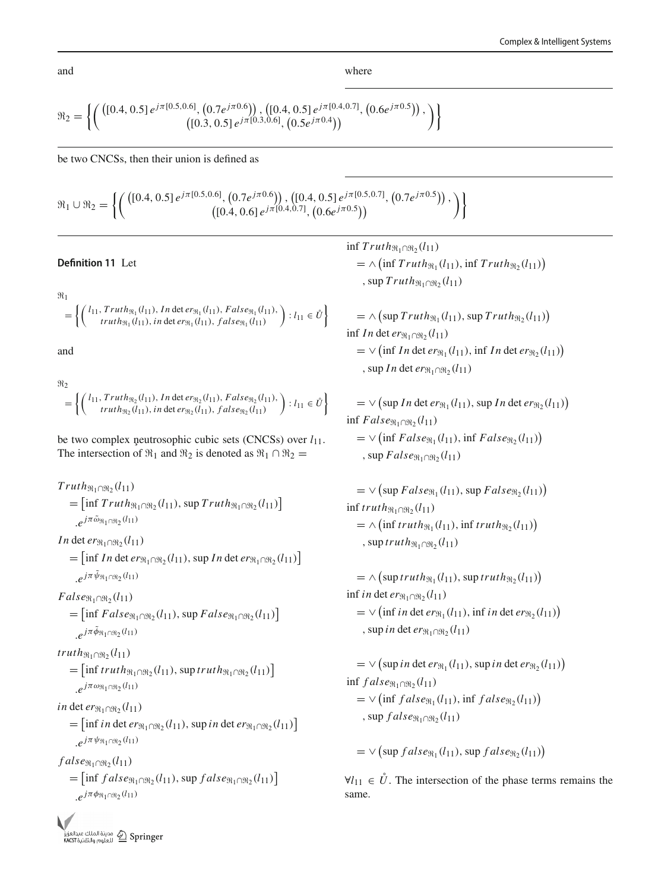and

$$\Re_2 = \left\{\begin{pmatrix} \left([0.4, 0.5]\, e^{j\pi[0.5,0.6]}, \left(0.7e^{j\pi 0.6}\right)\right), \left([0.4, 0.5]\, e^{j\pi[0.4,0.7]}, \left(0.6e^{j\pi 0.5}\right)\right), \\ \left([0.3, 0.5]\, e^{j\pi[0.3,0.6]}, \left(0.5e^{j\pi 0.4}\right)\right) \end{pmatrix}\right\}$$

be two CNCSs, then their union is defined as

$$\Re_1 \cup \Re_2 = \left\{\begin{pmatrix} \left([0.4, 0.5]\, e^{j\pi[0.5,0.6]}, \left(0.7e^{j\pi 0.6}\right)\right), \left([0.4, 0.5]\, e^{j\pi[0.5,0.7]}, \left(0.7e^{j\pi 0.5}\right)\right), \\ \left([0.4, 0.6]\, e^{j\pi[0.4,0.7]}, \left(0.6e^{j\pi 0.5}\right)\right) \end{pmatrix}\right\}$$

**Definition 11** Let

$$\Re_1 = \left\{\begin{pmatrix} l_{11}, Truth_{\Re_1}(l_{11}), In\det er_{\Re_1}(l_{11}), False_{\Re_1}(l_{11}), \\ truth_{\Re_1}(l_{11}), in\det er_{\Re_1}(l_{11}), false_{\Re_1}(l_{11}) \end{pmatrix} : l_{11} \in \mathring{U}\right\}$$

and

$$\Re_2 = \left\{\begin{pmatrix} l_{11}, Truth_{\Re_2}(l_{11}), In\det er_{\Re_2}(l_{11}), False_{\Re_2}(l_{11}), \\ truth_{\Re_2}(l_{11}), in\det er_{\Re_2}(l_{11}), false_{\Re_2}(l_{11}) \end{pmatrix} : l_{11} \in \mathring{U}\right\}$$

be two complex neutrosophic cubic sets (CNCSs) over $l_{11}$. The intersection of $\Re_1$ and $\Re_2$ is denoted as $\Re_1 \cap \Re_2 =$

$$Truth_{\Re_1\cap\Re_2}(l_{11}) = \left[\inf Truth_{\Re_1\cap\Re_2}(l_{11}), \sup Truth_{\Re_1\cap\Re_2}(l_{11})\right] .e^{j\pi\tilde{\omega}_{\Re_1\cap\Re_2}(l_{11})}$$

$$In\det er_{\Re_1\cap\Re_2}(l_{11}) = \left[\inf In\det er_{\Re_1\cap\Re_2}(l_{11}), \sup In\det er_{\Re_1\cap\Re_2}(l_{11})\right] .e^{j\pi\tilde{\psi}_{\Re_1\cap\Re_2}(l_{11})}$$

$$False_{\Re_1\cap\Re_2}(l_{11}) = \left[\inf False_{\Re_1\cap\Re_2}(l_{11}), \sup False_{\Re_1\cap\Re_2}(l_{11})\right] .e^{j\pi\tilde{\phi}_{\Re_1\cap\Re_2}(l_{11})}$$

$$truth_{\Re_1\cap\Re_2}(l_{11}) = \left[\inf truth_{\Re_1\cap\Re_2}(l_{11}), \sup truth_{\Re_1\cap\Re_2}(l_{11})\right] .e^{j\pi\omega_{\Re_1\cap\Re_2}(l_{11})}$$

$$in\det er_{\Re_1\cap\Re_2}(l_{11}) = \left[\inf in\det er_{\Re_1\cap\Re_2}(l_{11}), \sup in\det er_{\Re_1\cap\Re_2}(l_{11})\right] .e^{j\pi\psi_{\Re_1\cap\Re_2}(l_{11})}$$

$$false_{\Re_1\cap\Re_2}(l_{11}) = \left[\inf false_{\Re_1\cap\Re_2}(l_{11}), \sup false_{\Re_1\cap\Re_2}(l_{11})\right] .e^{j\pi\phi_{\Re_1\cap\Re_2}(l_{11})}$$

where

$$\inf Truth_{\Re_1\cap\Re_2}(l_{11}) = \wedge\left(\inf Truth_{\Re_1}(l_{11}), \inf Truth_{\Re_2}(l_{11})\right), \sup Truth_{\Re_1\cap\Re_2}(l_{11}) = \wedge\left(\sup Truth_{\Re_1}(l_{11}), \sup Truth_{\Re_2}(l_{11})\right)$$

$$\inf In\det er_{\Re_1\cap\Re_2}(l_{11}) = \vee\left(\inf In\det er_{\Re_1}(l_{11}), \inf In\det er_{\Re_2}(l_{11})\right), \sup In\det er_{\Re_1\cap\Re_2}(l_{11}) = \vee\left(\sup In\det er_{\Re_1}(l_{11}), \sup In\det er_{\Re_2}(l_{11})\right)$$

$$\inf False_{\Re_1\cap\Re_2}(l_{11}) = \vee\left(\inf False_{\Re_1}(l_{11}), \inf False_{\Re_2}(l_{11})\right), \sup False_{\Re_1\cap\Re_2}(l_{11}) = \vee\left(\sup False_{\Re_1}(l_{11}), \sup False_{\Re_2}(l_{11})\right)$$

$$\inf truth_{\Re_1\cap\Re_2}(l_{11}) = \wedge\left(\inf truth_{\Re_1}(l_{11}), \inf truth_{\Re_2}(l_{11})\right), \sup truth_{\Re_1\cap\Re_2}(l_{11}) = \wedge\left(\sup truth_{\Re_1}(l_{11}), \sup truth_{\Re_2}(l_{11})\right)$$

$$\inf in\det er_{\Re_1\cap\Re_2}(l_{11}) = \vee\left(\inf in\det er_{\Re_1}(l_{11}), \inf in\det er_{\Re_2}(l_{11})\right), \sup in\det er_{\Re_1\cap\Re_2}(l_{11}) = \vee\left(\sup in\det er_{\Re_1}(l_{11}), \sup in\det er_{\Re_2}(l_{11})\right)$$

$$\inf false_{\Re_1\cap\Re_2}(l_{11}) = \vee\left(\inf false_{\Re_1}(l_{11}), \inf false_{\Re_2}(l_{11})\right), \sup false_{\Re_1\cap\Re_2}(l_{11}) = \vee\left(\sup false_{\Re_1}(l_{11}), \sup false_{\Re_2}(l_{11})\right)$$

$\forall l_{11} \in \mathring{U}$. The intersection of the phase terms remains the same.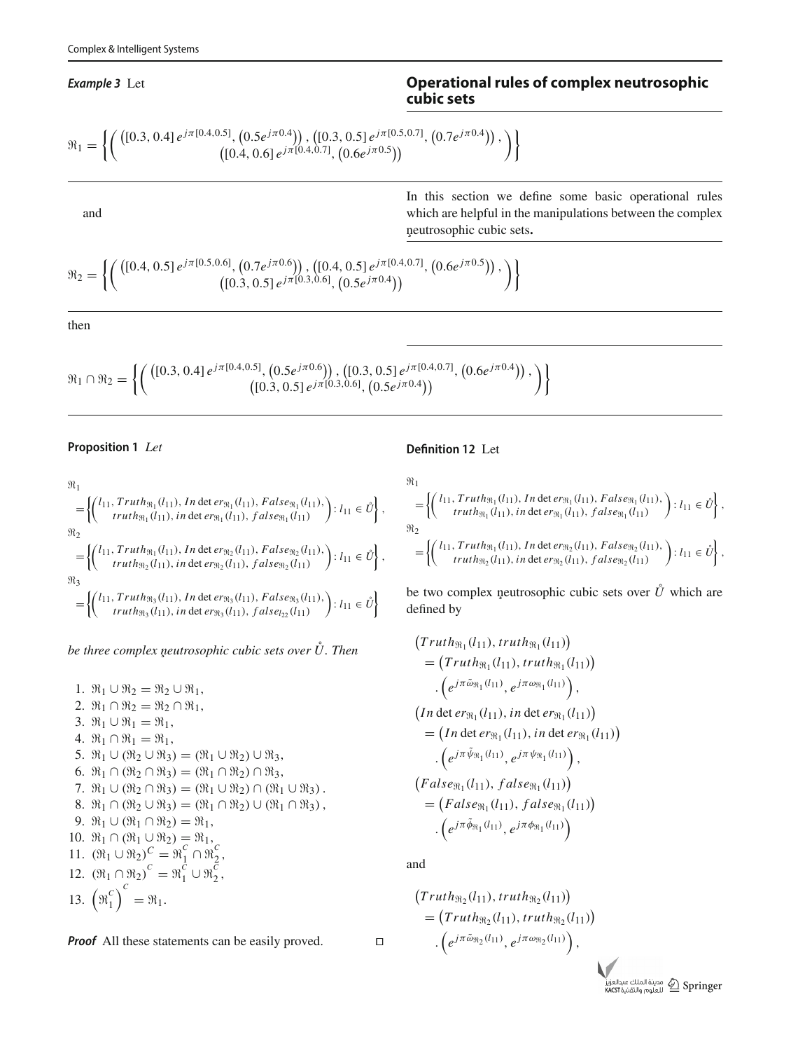**Example 3** Let

$$\Re_1 = \left\{ \begin{pmatrix} \left([0.3, 0.4]\, e^{j\pi[0.4,0.5]}, \left(0.5e^{j\pi 0.4}\right)\right), \left([0.3, 0.5]\, e^{j\pi[0.5,0.7]}, \left(0.7e^{j\pi 0.4}\right)\right), \\ \left([0.4, 0.6]\, e^{j\pi[0.4,0.7]}, \left(0.6e^{j\pi 0.5}\right)\right) \end{pmatrix} \right\}$$

and

$$\Re_2 = \left\{ \begin{pmatrix} \left([0.4, 0.5]\, e^{j\pi[0.5,0.6]}, \left(0.7e^{j\pi 0.6}\right)\right), \left([0.4, 0.5]\, e^{j\pi[0.4,0.7]}, \left(0.6e^{j\pi 0.5}\right)\right), \\ \left([0.3, 0.5]\, e^{j\pi[0.3,0.6]}, \left(0.5e^{j\pi 0.4}\right)\right) \end{pmatrix} \right\}$$

then

$$\Re_1 \cap \Re_2 = \left\{ \begin{pmatrix} \left([0.3, 0.4]\, e^{j\pi[0.4,0.5]}, \left(0.5e^{j\pi 0.6}\right)\right), \left([0.3, 0.5]\, e^{j\pi[0.4,0.7]}, \left(0.6e^{j\pi 0.4}\right)\right), \\ \left([0.3, 0.5]\, e^{j\pi[0.3,0.6]}, \left(0.5e^{j\pi 0.4}\right)\right) \end{pmatrix} \right\}$$

**Proposition 1** *Let*

$$\Re_1 = \left\{ \begin{pmatrix} l_{11}, Truth_{\Re_1}(l_{11}), In\det er_{\Re_1}(l_{11}), False_{\Re_1}(l_{11}), \\ truth_{\Re_1}(l_{11}), in\det er_{\Re_1}(l_{11}), false_{\Re_1}(l_{11}) \end{pmatrix} : l_{11} \in \mathring{U} \right\},$$

$$\Re_2 = \left\{ \begin{pmatrix} l_{11}, Truth_{\Re_1}(l_{11}), In\det er_{\Re_2}(l_{11}), False_{\Re_2}(l_{11}), \\ truth_{\Re_2}(l_{11}), in\det er_{\Re_2}(l_{11}), false_{\Re_2}(l_{11}) \end{pmatrix} : l_{11} \in \mathring{U} \right\},$$

$$\Re_3 = \left\{ \begin{pmatrix} l_{11}, Truth_{\Re_3}(l_{11}), In\det er_{\Re_3}(l_{11}), False_{\Re_3}(l_{11}), \\ truth_{\Re_3}(l_{11}), in\det er_{\Re_3}(l_{11}), false_{l_{22}}(l_{11}) \end{pmatrix} : l_{11} \in \mathring{U} \right\}$$

*be three complex neutrosophic cubic sets over $\mathring{U}$. Then*

1. $\Re_1 \cup \Re_2 = \Re_2 \cup \Re_1$,
2. $\Re_1 \cap \Re_2 = \Re_2 \cap \Re_1$,
3. $\Re_1 \cup \Re_1 = \Re_1$,
4. $\Re_1 \cap \Re_1 = \Re_1$,
5. $\Re_1 \cup (\Re_2 \cup \Re_3) = (\Re_1 \cup \Re_2) \cup \Re_3$,
6. $\Re_1 \cap (\Re_2 \cap \Re_3) = (\Re_1 \cap \Re_2) \cap \Re_3$,
7. $\Re_1 \cup (\Re_2 \cap \Re_3) = (\Re_1 \cup \Re_2) \cap (\Re_1 \cup \Re_3)$.
8. $\Re_1 \cap (\Re_2 \cup \Re_3) = (\Re_1 \cap \Re_2) \cup (\Re_1 \cap \Re_3)$,
9. $\Re_1 \cup (\Re_1 \cap \Re_2) = \Re_1$,
10. $\Re_1 \cap (\Re_1 \cup \Re_2) = \Re_1$,
11. $(\Re_1 \cup \Re_2)^C = \Re_1^C \cap \Re_2^C$,
12. $(\Re_1 \cap \Re_2)^C = \Re_1^C \cup \Re_2^C$,
13. $\left(\Re_1^C\right)^C = \Re_1$.

***Proof*** All these statements can be easily proved. □

## Operational rules of complex neutrosophic cubic sets

In this section we define some basic operational rules which are helpful in the manipulations between the complex neutrosophic cubic sets.

**Definition 12** Let

$$\Re_1 = \left\{ \begin{pmatrix} l_{11}, Truth_{\Re_1}(l_{11}), In\det er_{\Re_1}(l_{11}), False_{\Re_1}(l_{11}), \\ truth_{\Re_1}(l_{11}), in\det er_{\Re_1}(l_{11}), false_{\Re_1}(l_{11}) \end{pmatrix} : l_{11} \in \mathring{U} \right\},$$

$$\Re_2 = \left\{ \begin{pmatrix} l_{11}, Truth_{\Re_1}(l_{11}), In\det er_{\Re_2}(l_{11}), False_{\Re_2}(l_{11}), \\ truth_{\Re_2}(l_{11}), in\det er_{\Re_2}(l_{11}), false_{\Re_2}(l_{11}) \end{pmatrix} : l_{11} \in \mathring{U} \right\},$$

be two complex neutrosophic cubic sets over $\mathring{U}$ which are defined by

$$\begin{aligned}
&\left(Truth_{\Re_1}(l_{11}), truth_{\Re_1}(l_{11})\right) \\
&\quad = \left(Truth_{\Re_1}(l_{11}), truth_{\Re_1}(l_{11})\right) \\
&\quad\quad . \left(e^{j\pi\tilde{\omega}_{\Re_1}(l_{11})}, e^{j\pi\omega_{\Re_1}(l_{11})}\right), \\
&\left(In\det er_{\Re_1}(l_{11}), in\det er_{\Re_1}(l_{11})\right) \\
&\quad = \left(In\det er_{\Re_1}(l_{11}), in\det er_{\Re_1}(l_{11})\right) \\
&\quad\quad . \left(e^{j\pi\tilde{\psi}_{\Re_1}(l_{11})}, e^{j\pi\psi_{\Re_1}(l_{11})}\right), \\
&\left(False_{\Re_1}(l_{11}), false_{\Re_1}(l_{11})\right) \\
&\quad = \left(False_{\Re_1}(l_{11}), false_{\Re_1}(l_{11})\right) \\
&\quad\quad . \left(e^{j\pi\tilde{\phi}_{\Re_1}(l_{11})}, e^{j\pi\phi_{\Re_1}(l_{11})}\right)
\end{aligned}$$

and

$$\begin{aligned}
&\left(Truth_{\Re_2}(l_{11}), truth_{\Re_2}(l_{11})\right) \\
&\quad = \left(Truth_{\Re_2}(l_{11}), truth_{\Re_2}(l_{11})\right) \\
&\quad\quad . \left(e^{j\pi\tilde{\omega}_{\Re_2}(l_{11})}, e^{j\pi\omega_{\Re_2}(l_{11})}\right),
\end{aligned}$$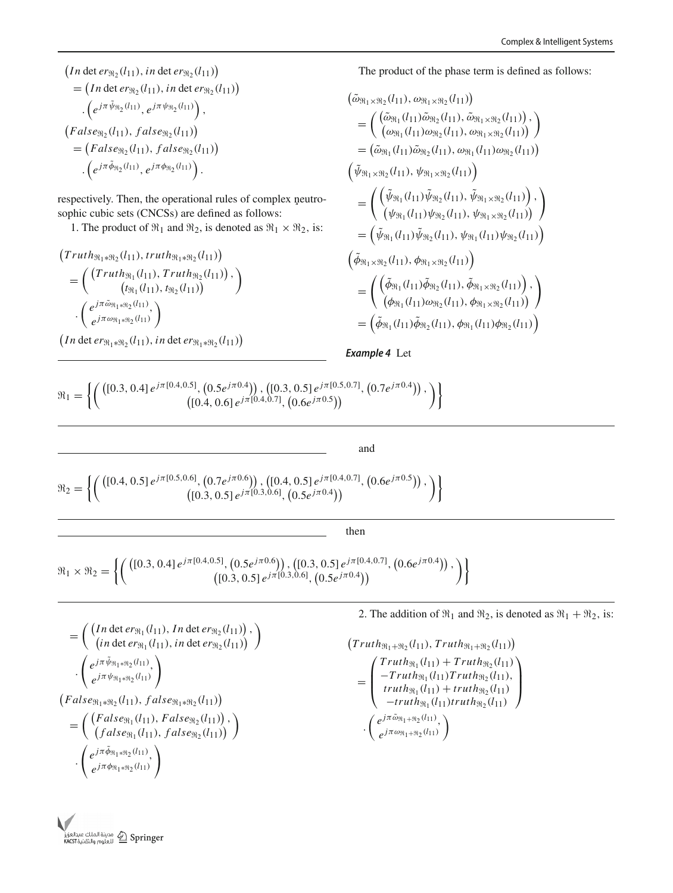$$\left(In\det er_{\Re_2}(l_{11}),\, in\det er_{\Re_2}(l_{11})\right) = \left(In\det er_{\Re_2}(l_{11}),\, in\det er_{\Re_2}(l_{11})\right) \cdot \left(e^{j\pi\tilde{\psi}_{\Re_2}(l_{11})},\, e^{j\pi\psi_{\Re_2}(l_{11})}\right),$$

$$\left(False_{\Re_2}(l_{11}),\, false_{\Re_2}(l_{11})\right) = \left(False_{\Re_2}(l_{11}),\, false_{\Re_2}(l_{11})\right) \cdot \left(e^{j\pi\tilde{\phi}_{\Re_2}(l_{11})},\, e^{j\pi\phi_{\Re_2}(l_{11})}\right).$$

respectively. Then, the operational rules of complex neutrosophic cubic sets (CNCSs) are defined as follows:

1. The product of $\Re_1$ and $\Re_2$, is denoted as $\Re_1 \times \Re_2$, is:

$$\left(Truth_{\Re_1 * \Re_2}(l_{11}),\, truth_{\Re_1 * \Re_2}(l_{11})\right) = \begin{pmatrix} \left(Truth_{\Re_1}(l_{11}),\, Truth_{\Re_2}(l_{11})\right), \\ \left(t_{\Re_1}(l_{11}),\, t_{\Re_2}(l_{11})\right) \end{pmatrix} \cdot \begin{pmatrix} e^{j\pi\tilde{\omega}_{\Re_1 * \Re_2}(l_{11})}, \\ e^{j\pi\omega_{\Re_1 * \Re_2}(l_{11})} \end{pmatrix}$$

$$\left(In\det er_{\Re_1 * \Re_2}(l_{11}),\, in\det er_{\Re_1 * \Re_2}(l_{11})\right) = \begin{pmatrix} \left(In\det er_{\Re_1}(l_{11}),\, In\det er_{\Re_2}(l_{11})\right), \\ \left(in\det er_{\Re_1}(l_{11}),\, in\det er_{\Re_2}(l_{11})\right) \end{pmatrix} \cdot \begin{pmatrix} e^{j\pi\tilde{\psi}_{\Re_1 * \Re_2}(l_{11})}, \\ e^{j\pi\psi_{\Re_1 * \Re_2}(l_{11})} \end{pmatrix}$$

$$\left(False_{\Re_1 * \Re_2}(l_{11}),\, false_{\Re_1 * \Re_2}(l_{11})\right) = \begin{pmatrix} \left(False_{\Re_1}(l_{11}),\, False_{\Re_2}(l_{11})\right), \\ \left(false_{\Re_1}(l_{11}),\, false_{\Re_2}(l_{11})\right) \end{pmatrix} \cdot \begin{pmatrix} e^{j\pi\tilde{\phi}_{\Re_1 * \Re_2}(l_{11})}, \\ e^{j\pi\phi_{\Re_1 * \Re_2}(l_{11})} \end{pmatrix}$$

The product of the phase term is defined as follows:

$$\left(\tilde{\omega}_{\Re_1 \times \Re_2}(l_{11}),\, \omega_{\Re_1 \times \Re_2}(l_{11})\right) = \begin{pmatrix} \left(\tilde{\omega}_{\Re_1}(l_{11})\tilde{\omega}_{\Re_2}(l_{11}),\, \tilde{\omega}_{\Re_1 \times \Re_2}(l_{11})\right), \\ \left(\omega_{\Re_1}(l_{11})\omega_{\Re_2}(l_{11}),\, \omega_{\Re_1 \times \Re_2}(l_{11})\right) \end{pmatrix} = \left(\tilde{\omega}_{\Re_1}(l_{11})\tilde{\omega}_{\Re_2}(l_{11}),\, \omega_{\Re_1}(l_{11})\omega_{\Re_2}(l_{11})\right)$$

$$\left(\tilde{\psi}_{\Re_1 \times \Re_2}(l_{11}),\, \psi_{\Re_1 \times \Re_2}(l_{11})\right) = \begin{pmatrix} \left(\tilde{\psi}_{\Re_1}(l_{11})\tilde{\psi}_{\Re_2}(l_{11}),\, \tilde{\psi}_{\Re_1 \times \Re_2}(l_{11})\right), \\ \left(\psi_{\Re_1}(l_{11})\psi_{\Re_2}(l_{11}),\, \psi_{\Re_1 \times \Re_2}(l_{11})\right) \end{pmatrix} = \left(\tilde{\psi}_{\Re_1}(l_{11})\tilde{\psi}_{\Re_2}(l_{11}),\, \psi_{\Re_1}(l_{11})\psi_{\Re_2}(l_{11})\right)$$

$$\left(\tilde{\phi}_{\Re_1 \times \Re_2}(l_{11}),\, \phi_{\Re_1 \times \Re_2}(l_{11})\right) = \begin{pmatrix} \left(\tilde{\phi}_{\Re_1}(l_{11})\tilde{\phi}_{\Re_2}(l_{11}),\, \tilde{\phi}_{\Re_1 \times \Re_2}(l_{11})\right), \\ \left(\phi_{\Re_1}(l_{11})\omega_{\Re_2}(l_{11}),\, \phi_{\Re_1 \times \Re_2}(l_{11})\right) \end{pmatrix} = \left(\tilde{\phi}_{\Re_1}(l_{11})\tilde{\phi}_{\Re_2}(l_{11}),\, \phi_{\Re_1}(l_{11})\phi_{\Re_2}(l_{11})\right)$$

***Example 4*** Let

$$\Re_1 = \left\{ \begin{pmatrix} \left([0.3, 0.4]\, e^{j\pi[0.4,0.5]},\, \left(0.5e^{j\pi 0.4}\right)\right),\, \left([0.3, 0.5]\, e^{j\pi[0.5,0.7]},\, \left(0.7e^{j\pi 0.4}\right)\right), \\ \left([0.4, 0.6]\, e^{j\pi[0.4,0.7]},\, \left(0.6e^{j\pi 0.5}\right)\right) \end{pmatrix} \right\}$$

and

$$\Re_2 = \left\{ \begin{pmatrix} \left([0.4, 0.5]\, e^{j\pi[0.5,0.6]},\, \left(0.7e^{j\pi 0.6}\right)\right),\, \left([0.4, 0.5]\, e^{j\pi[0.4,0.7]},\, \left(0.6e^{j\pi 0.5}\right)\right), \\ \left([0.3, 0.5]\, e^{j\pi[0.3,0.6]},\, \left(0.5e^{j\pi 0.4}\right)\right) \end{pmatrix} \right\}$$

then

$$\Re_1 \times \Re_2 = \left\{ \begin{pmatrix} \left([0.3, 0.4]\, e^{j\pi[0.4,0.5]},\, \left(0.5e^{j\pi 0.6}\right)\right),\, \left([0.3, 0.5]\, e^{j\pi[0.4,0.7]},\, \left(0.6e^{j\pi 0.4}\right)\right), \\ \left([0.3, 0.5]\, e^{j\pi[0.3,0.6]},\, \left(0.5e^{j\pi 0.4}\right)\right) \end{pmatrix} \right\}$$

2. The addition of $\Re_1$ and $\Re_2$, is denoted as $\Re_1 + \Re_2$, is:

$$\left(Truth_{\Re_1 + \Re_2}(l_{11}),\, Truth_{\Re_1 + \Re_2}(l_{11})\right) = \begin{pmatrix} Truth_{\Re_1}(l_{11}) + Truth_{\Re_2}(l_{11}) \\ -Truth_{\Re_1}(l_{11})Truth_{\Re_2}(l_{11}), \\ truth_{\Re_1}(l_{11}) + truth_{\Re_2}(l_{11}) \\ -truth_{\Re_1}(l_{11})truth_{\Re_2}(l_{11}) \end{pmatrix} \cdot \begin{pmatrix} e^{j\pi\tilde{\omega}_{\Re_1 + \Re_2}(l_{11})}, \\ e^{j\pi\omega_{\Re_1 + \Re_2}(l_{11})} \end{pmatrix}$$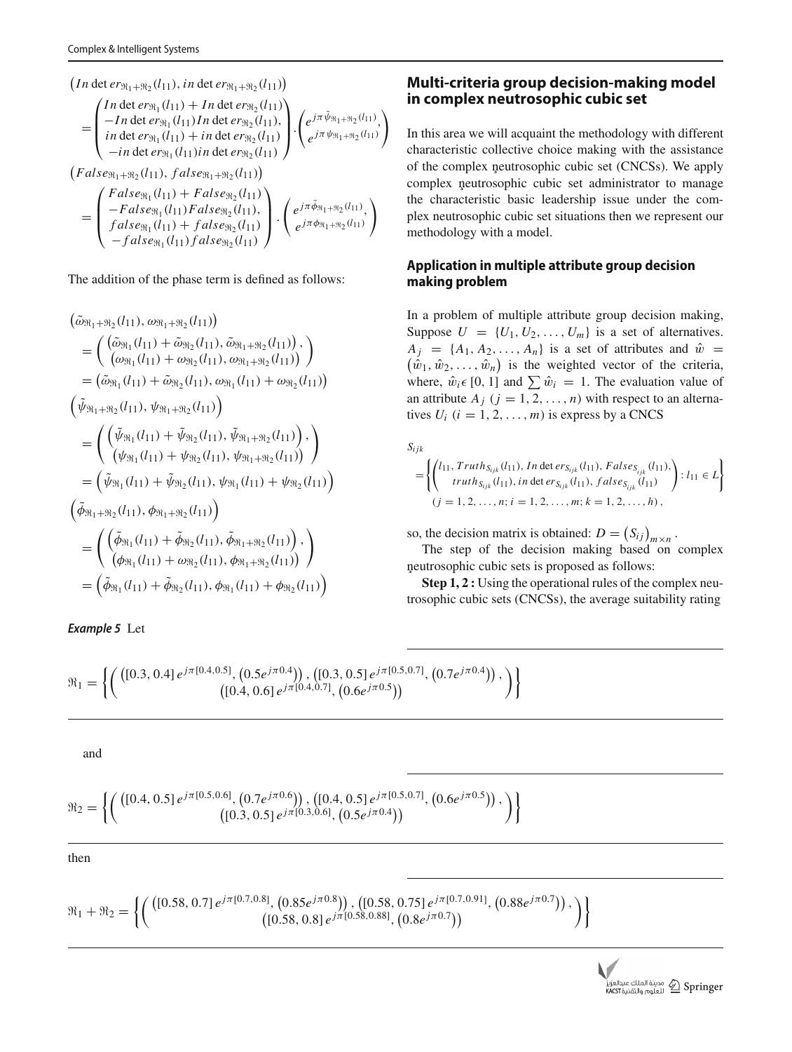$$\left(In\det er_{\Re_1+\Re_2}(l_{11}), in\det er_{\Re_1+\Re_2}(l_{11})\right) = \begin{pmatrix} In\det er_{\Re_1}(l_{11}) + In\det er_{\Re_2}(l_{11}) \\ -In\det er_{\Re_1}(l_{11}) In\det er_{\Re_2}(l_{11}), \\ in\det er_{\Re_1}(l_{11}) + in\det er_{\Re_2}(l_{11}) \\ -in\det er_{\Re_1}(l_{11}) in\det er_{\Re_2}(l_{11}) \end{pmatrix} \cdot \begin{pmatrix} e^{j\pi\tilde{\psi}_{\Re_1+\Re_2}(l_{11})}, \\ e^{j\pi\psi_{\Re_1+\Re_2}(l_{11})} \end{pmatrix}$$

$$\left(False_{\Re_1+\Re_2}(l_{11}), false_{\Re_1+\Re_2}(l_{11})\right) = \begin{pmatrix} False_{\Re_1}(l_{11}) + False_{\Re_2}(l_{11}) \\ -False_{\Re_1}(l_{11}) False_{\Re_2}(l_{11}), \\ false_{\Re_1}(l_{11}) + false_{\Re_2}(l_{11}) \\ -false_{\Re_1}(l_{11}) false_{\Re_2}(l_{11}) \end{pmatrix} \cdot \begin{pmatrix} e^{j\pi\tilde{\phi}_{\Re_1+\Re_2}(l_{11})}, \\ e^{j\pi\phi_{\Re_1+\Re_2}(l_{11})} \end{pmatrix}$$

The addition of the phase term is defined as follows:

$$\begin{aligned}
&\left(\tilde{\omega}_{\Re_1+\Re_2}(l_{11}), \omega_{\Re_1+\Re_2}(l_{11})\right) \\
&= \begin{pmatrix} \left(\tilde{\omega}_{\Re_1}(l_{11}) + \tilde{\omega}_{\Re_2}(l_{11}), \tilde{\omega}_{\Re_1+\Re_2}(l_{11})\right), \\ \left(\omega_{\Re_1}(l_{11}) + \omega_{\Re_2}(l_{11}), \omega_{\Re_1+\Re_2}(l_{11})\right) \end{pmatrix} \\
&= \left(\tilde{\omega}_{\Re_1}(l_{11}) + \tilde{\omega}_{\Re_2}(l_{11}), \omega_{\Re_1}(l_{11}) + \omega_{\Re_2}(l_{11})\right) \\
&\left(\tilde{\psi}_{\Re_1+\Re_2}(l_{11}), \psi_{\Re_1+\Re_2}(l_{11})\right) \\
&= \begin{pmatrix} \left(\tilde{\psi}_{\Re_1}(l_{11}) + \tilde{\psi}_{\Re_2}(l_{11}), \tilde{\psi}_{\Re_1+\Re_2}(l_{11})\right), \\ \left(\psi_{\Re_1}(l_{11}) + \psi_{\Re_2}(l_{11}), \psi_{\Re_1+\Re_2}(l_{11})\right) \end{pmatrix} \\
&= \left(\tilde{\psi}_{\Re_1}(l_{11}) + \tilde{\psi}_{\Re_2}(l_{11}), \psi_{\Re_1}(l_{11}) + \psi_{\Re_2}(l_{11})\right) \\
&\left(\tilde{\phi}_{\Re_1+\Re_2}(l_{11}), \phi_{\Re_1+\Re_2}(l_{11})\right) \\
&= \begin{pmatrix} \left(\tilde{\phi}_{\Re_1}(l_{11}) + \tilde{\phi}_{\Re_2}(l_{11}), \tilde{\phi}_{\Re_1+\Re_2}(l_{11})\right), \\ \left(\phi_{\Re_1}(l_{11}) + \omega_{\Re_2}(l_{11}), \phi_{\Re_1+\Re_2}(l_{11})\right) \end{pmatrix} \\
&= \left(\tilde{\phi}_{\Re_1}(l_{11}) + \tilde{\phi}_{\Re_2}(l_{11}), \phi_{\Re_1}(l_{11}) + \phi_{\Re_2}(l_{11})\right)
\end{aligned}$$

*Example 5* Let

$$\Re_1 = \left\{ \begin{pmatrix} \left([0.3, 0.4]\, e^{j\pi[0.4,0.5]}, \left(0.5e^{j\pi 0.4}\right)\right), \left([0.3, 0.5]\, e^{j\pi[0.5,0.7]}, \left(0.7e^{j\pi 0.4}\right)\right), \\ \left([0.4, 0.6]\, e^{j\pi[0.4,0.7]}, \left(0.6e^{j\pi 0.5}\right)\right) \end{pmatrix} \right\}$$

and

$$\Re_2 = \left\{ \begin{pmatrix} \left([0.4, 0.5]\, e^{j\pi[0.5,0.6]}, \left(0.7e^{j\pi 0.6}\right)\right), \left([0.4, 0.5]\, e^{j\pi[0.5,0.7]}, \left(0.6e^{j\pi 0.5}\right)\right), \\ \left([0.3, 0.5]\, e^{j\pi[0.3,0.6]}, \left(0.5e^{j\pi 0.4}\right)\right) \end{pmatrix} \right\}$$

then

$$\Re_1 + \Re_2 = \left\{ \begin{pmatrix} \left([0.58, 0.7]\, e^{j\pi[0.7,0.8]}, \left(0.85e^{j\pi 0.8}\right)\right), \left([0.58, 0.75]\, e^{j\pi[0.7,0.91]}, \left(0.88e^{j\pi 0.7}\right)\right), \\ \left([0.58, 0.8]\, e^{j\pi[0.58,0.88]}, \left(0.8e^{j\pi 0.7}\right)\right) \end{pmatrix} \right\}$$

## Multi-criteria group decision-making model in complex neutrosophic cubic set

In this area we will acquaint the methodology with different characteristic collective choice making with the assistance of the complex ņeutrosophic cubic set (CNCSs). We apply complex ņeutrosophic cubic set administrator to manage the characteristic basic leadership issue under the complex neutrosophic cubic set situations then we represent our methodology with a model.

### Application in multiple attribute group decision making problem

In a problem of multiple attribute group decision making, Suppose $U = \{U_1, U_2, \ldots, U_m\}$ is a set of alternatives. $A_j = \{A_1, A_2, \ldots, A_n\}$ is a set of attributes and $\hat{w} = (\hat{w}_1, \hat{w}_2, \ldots, \hat{w}_n)$ is the weighted vector of the criteria, where, $\hat{w}_i \epsilon [0, 1]$ and $\sum \hat{w}_i = 1$. The evaluation value of an attribute $A_j$ $(j = 1, 2, \ldots, n)$ with respect to an alternatives $U_i$ $(i = 1, 2, \ldots, m)$ is express by a CNCS

$$S_{ijk} = \left\{ \begin{pmatrix} l_{11}, Truth_{S_{ijk}}(l_{11}), In\det er_{S_{ijk}}(l_{11}), False_{S_{ijk}}(l_{11}), \\ truth_{S_{ijk}}(l_{11}), in\det er_{S_{ijk}}(l_{11}), false_{S_{ijk}}(l_{11}) \end{pmatrix} : l_{11} \in L \right\}$$
$$(j = 1, 2, \ldots, n; i = 1, 2, \ldots, m; k = 1, 2, \ldots, h),$$

so, the decision matrix is obtained: $D = (S_{ij})_{m \times n}$.

The step of the decision making based on complex ņeutrosophic cubic sets is proposed as follows:

**Step 1, 2 :** Using the operational rules of the complex neutrosophic cubic sets (CNCSs), the average suitability rating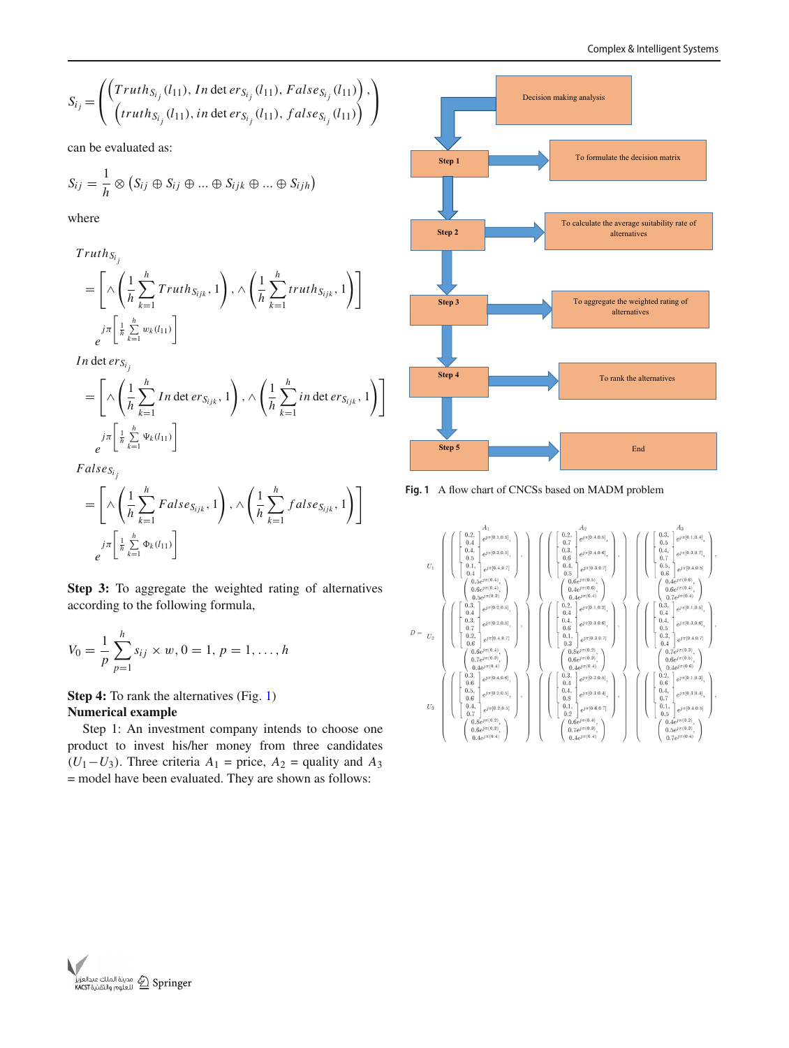$$S_{i_j} = \left( \begin{array}{l} \left( Truth_{S_{i_j}}(l_{11}),\ Indeter_{S_{i_j}}(l_{11}),\ False_{S_{i_j}}(l_{11}) \right), \\ \left( truth_{S_{i_j}}(l_{11}),\ indeter_{S_{i_j}}(l_{11}),\ false_{S_{i_j}}(l_{11}) \right) \end{array} \right)$$

can be evaluated as:

$$S_{ij} = \frac{1}{h} \otimes \left( S_{ij} \oplus S_{ij} \oplus \ldots \oplus S_{ijk} \oplus \ldots \oplus S_{ijh} \right)$$

where

$$Truth_{S_{i_j}} = \left[ \wedge \left( \frac{1}{h} \sum_{k=1}^{h} Truth_{S_{ijk}}, 1 \right), \wedge \left( \frac{1}{h} \sum_{k=1}^{h} truth_{S_{ijk}}, 1 \right) \right] e^{j\pi \left[ \frac{1}{h} \sum_{k=1}^{h} w_k(l_{11}) \right]}$$

$$Indeter_{S_{i_j}} = \left[ \wedge \left( \frac{1}{h} \sum_{k=1}^{h} Indeter_{S_{ijk}}, 1 \right), \wedge \left( \frac{1}{h} \sum_{k=1}^{h} indeter_{S_{ijk}}, 1 \right) \right] e^{j\pi \left[ \frac{1}{h} \sum_{k=1}^{h} \Psi_k(l_{11}) \right]}$$

$$False_{S_{i_j}} = \left[ \wedge \left( \frac{1}{h} \sum_{k=1}^{h} False_{S_{ijk}}, 1 \right), \wedge \left( \frac{1}{h} \sum_{k=1}^{h} false_{S_{ijk}}, 1 \right) \right] e^{j\pi \left[ \frac{1}{h} \sum_{k=1}^{h} \Phi_k(l_{11}) \right]}$$

**Step 3:** To aggregate the weighted rating of alternatives according to the following formula,

$$V_0 = \frac{1}{p} \sum_{p=1}^{h} s_{ij} \times w,\ 0 = 1,\ p = 1, \ldots, h$$

**Step 4:** To rank the alternatives (Fig. 1)

**Numerical example**

Step 1: An investment company intends to choose one product to invest his/her money from three candidates ($U_1 - U_3$). Three criteria $A_1$ = price, $A_2$ = quality and $A_3$ = model have been evaluated. They are shown as follows:

Decision making analysis → Step 1: To formulate the decision matrix → Step 2: To calculate the average suitability rate of alternatives → Step 3: To aggregate the weighted rating of alternatives → Step 4: To rank the alternatives → Step 5: End

**Fig. 1** A flow chart of CNCSs based on MADM problem

$$D = \begin{array}{c} \\ U_1 \\ \\ U_2 \\ \\ U_3 \end{array} \begin{pmatrix} A_1 & A_2 & A_3 \\
\left( \begin{array}{l} \left( \begin{array}{l} \begin{bmatrix} 0.2, \\ 0.4 \end{bmatrix} e^{j\pi[0.1,0.3]}, \\ \begin{bmatrix} 0.4, \\ 0.5 \end{bmatrix} e^{j\pi[0.2,0.3]}, \\ \begin{bmatrix} 0.1, \\ 0.4 \end{bmatrix} e^{j\pi[0.4,0.7]} \end{array} \right), \\ \left( \begin{array}{l} 0.5e^{j\pi(0.4)}, \\ 0.6e^{j\pi(0.4)}, \\ 0.5e^{j\pi(0.3)} \end{array} \right) \end{array} \right), &
\left( \begin{array}{l} \left( \begin{array}{l} \begin{bmatrix} 0.2, \\ 0.7 \end{bmatrix} e^{j\pi[0.4,0.5]}, \\ \begin{bmatrix} 0.3, \\ 0.6 \end{bmatrix} e^{j\pi[0.4,0.6]}, \\ \begin{bmatrix} 0.4, \\ 0.5 \end{bmatrix} e^{j\pi[0.3,0.7]} \end{array} \right), \\ \left( \begin{array}{l} 0.6e^{j\pi(0.5)}, \\ 0.4e^{j\pi(0.6)}, \\ 0.4e^{j\pi(0.4)} \end{array} \right) \end{array} \right), &
\left( \begin{array}{l} \left( \begin{array}{l} \begin{bmatrix} 0.3, \\ 0.5 \end{bmatrix} e^{j\pi[0.1,0.4]}, \\ \begin{bmatrix} 0.4, \\ 0.7 \end{bmatrix} e^{j\pi[0.3,0.7]}, \\ \begin{bmatrix} 0.5, \\ 0.6 \end{bmatrix} e^{j\pi[0.4,0.5]} \end{array} \right), \\ \left( \begin{array}{l} 0.4e^{j\pi(0.6)}, \\ 0.6e^{j\pi(0.4)}, \\ 0.7e^{j\pi(0.4)} \end{array} \right) \end{array} \right), \\
\left( \begin{array}{l} \left( \begin{array}{l} \begin{bmatrix} 0.3, \\ 0.4 \end{bmatrix} e^{j\pi[0.2,0.5]}, \\ \begin{bmatrix} 0.3, \\ 0.7 \end{bmatrix} e^{j\pi[0.2,0.3]}, \\ \begin{bmatrix} 0.2, \\ 0.6 \end{bmatrix} e^{j\pi[0.4,0.7]} \end{array} \right), \\ \left( \begin{array}{l} 0.6e^{j\pi(0.4)}, \\ 0.7e^{j\pi(0.2)}, \\ 0.4e^{j\pi(0.4)} \end{array} \right) \end{array} \right), &
\left( \begin{array}{l} \left( \begin{array}{l} \begin{bmatrix} 0.2, \\ 0.4 \end{bmatrix} e^{j\pi[0.1,0.2]}, \\ \begin{bmatrix} 0.4, \\ 0.6 \end{bmatrix} e^{j\pi[0.3,0.6]}, \\ \begin{bmatrix} 0.1, \\ 0.3 \end{bmatrix} e^{j\pi[0.3,0.7]} \end{array} \right), \\ \left( \begin{array}{l} 0.5e^{j\pi(0.2)}, \\ 0.6e^{j\pi(0.3)}, \\ 0.4e^{j\pi(0.4)} \end{array} \right) \end{array} \right), &
\left( \begin{array}{l} \left( \begin{array}{l} \begin{bmatrix} 0.3, \\ 0.4 \end{bmatrix} e^{j\pi[0.1,0.5]}, \\ \begin{bmatrix} 0.4, \\ 0.5 \end{bmatrix} e^{j\pi[0.3,0.6]}, \\ \begin{bmatrix} 0.3, \\ 0.4 \end{bmatrix} e^{j\pi[0.4,0.7]} \end{array} \right), \\ \left( \begin{array}{l} 0.7e^{j\pi(0.3)}, \\ 0.6e^{j\pi(0.5)}, \\ 0.4e^{j\pi(0.6)} \end{array} \right) \end{array} \right), \\
\left( \begin{array}{l} \left( \begin{array}{l} \begin{bmatrix} 0.3, \\ 0.6 \end{bmatrix} e^{j\pi[0.4,0.6]}, \\ \begin{bmatrix} 0.5, \\ 0.6 \end{bmatrix} e^{j\pi[0.2,0.5]}, \\ \begin{bmatrix} 0.4, \\ 0.7 \end{bmatrix} e^{j\pi[0.2,0.5]} \end{array} \right), \\ \left( \begin{array}{l} 0.5e^{j\pi(0.2)}, \\ 0.6e^{j\pi(0.3)}, \\ 0.4e^{j\pi(0.4)} \end{array} \right) \end{array} \right), &
\left( \begin{array}{l} \left( \begin{array}{l} \begin{bmatrix} 0.3, \\ 0.4 \end{bmatrix} e^{j\pi[0.2,0.5]}, \\ \begin{bmatrix} 0.4, \\ 0.8 \end{bmatrix} e^{j\pi[0.3,0.4]}, \\ \begin{bmatrix} 0.1, \\ 0.2 \end{bmatrix} e^{j\pi[0.6,0.7]} \end{array} \right), \\ \left( \begin{array}{l} 0.6e^{j\pi(0.4)}, \\ 0.7e^{j\pi(0.3)}, \\ 0.4e^{j\pi(0.4)} \end{array} \right) \end{array} \right), &
\left( \begin{array}{l} \left( \begin{array}{l} \begin{bmatrix} 0.2, \\ 0.6 \end{bmatrix} e^{j\pi[0.1,0.3]}, \\ \begin{bmatrix} 0.4, \\ 0.7 \end{bmatrix} e^{j\pi[0.3,0.4]}, \\ \begin{bmatrix} 0.1, \\ 0.5 \end{bmatrix} e^{j\pi[0.4,0.5]} \end{array} \right), \\ \left( \begin{array}{l} 0.4e^{j\pi(0.2)}, \\ 0.5e^{j\pi(0.3)}, \\ 0.7e^{j\pi(0.4)} \end{array} \right) \end{array} \right),
\end{pmatrix}$$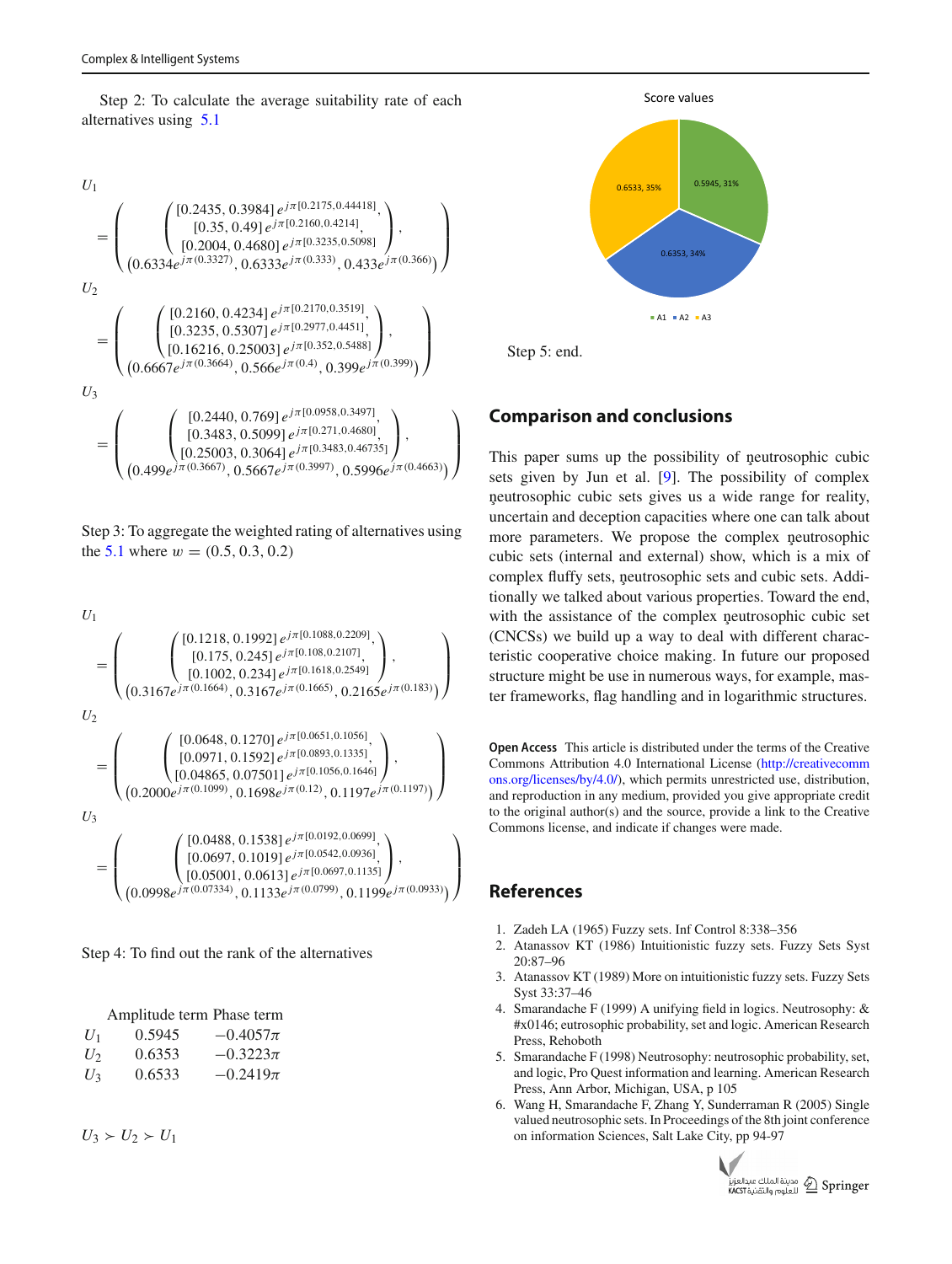Step 2: To calculate the average suitability rate of each alternatives using 5.1

$$U_1 = \left( \begin{pmatrix} [0.2435, 0.3984]\, e^{j\pi[0.2175, 0.44418]}, \\ [0.35, 0.49]\, e^{j\pi[0.2160, 0.4214]}, \\ [0.2004, 0.4680]\, e^{j\pi[0.3235, 0.5098]} \end{pmatrix}, \\ \left(0.6334 e^{j\pi(0.3327)}, 0.6333 e^{j\pi(0.333)}, 0.433 e^{j\pi(0.366)}\right) \right)$$

$$U_2 = \left( \begin{pmatrix} [0.2160, 0.4234]\, e^{j\pi[0.2170, 0.3519]}, \\ [0.3235, 0.5307]\, e^{j\pi[0.2977, 0.4451]}, \\ [0.16216, 0.25003]\, e^{j\pi[0.352, 0.5488]} \end{pmatrix}, \\ \left(0.6667 e^{j\pi(0.3664)}, 0.566 e^{j\pi(0.4)}, 0.399 e^{j\pi(0.399)}\right) \right)$$

$$U_3 = \left( \begin{pmatrix} [0.2440, 0.769]\, e^{j\pi[0.0958, 0.3497]}, \\ [0.3483, 0.5099]\, e^{j\pi[0.271, 0.4680]}, \\ [0.25003, 0.3064]\, e^{j\pi[0.3483, 0.46735]} \end{pmatrix}, \\ \left(0.499 e^{j\pi(0.3667)}, 0.5667 e^{j\pi(0.3997)}, 0.5996 e^{j\pi(0.4663)}\right) \right)$$

Step 3: To aggregate the weighted rating of alternatives using the 5.1 where $w = (0.5, 0.3, 0.2)$

$$U_1 = \left( \begin{pmatrix} [0.1218, 0.1992]\, e^{j\pi[0.1088, 0.2209]}, \\ [0.175, 0.245]\, e^{j\pi[0.108, 0.2107]}, \\ [0.1002, 0.234]\, e^{j\pi[0.1618, 0.2549]} \end{pmatrix}, \\ \left(0.3167 e^{j\pi(0.1664)}, 0.3167 e^{j\pi(0.1665)}, 0.2165 e^{j\pi(0.183)}\right) \right)$$

$$U_2 = \left( \begin{pmatrix} [0.0648, 0.1270]\, e^{j\pi[0.0651, 0.1056]}, \\ [0.0971, 0.1592]\, e^{j\pi[0.0893, 0.1335]}, \\ [0.04865, 0.07501]\, e^{j\pi[0.1056, 0.1646]} \end{pmatrix}, \\ \left(0.2000 e^{j\pi(0.1099)}, 0.1698 e^{j\pi(0.12)}, 0.1197 e^{j\pi(0.1197)}\right) \right)$$

$$U_3 = \left( \begin{pmatrix} [0.0488, 0.1538]\, e^{j\pi[0.0192, 0.0699]}, \\ [0.0697, 0.1019]\, e^{j\pi[0.0542, 0.0936]}, \\ [0.05001, 0.0613]\, e^{j\pi[0.0697, 0.1135]} \end{pmatrix}, \\ \left(0.0998 e^{j\pi(0.07334)}, 0.1133 e^{j\pi(0.0799)}, 0.1199 e^{j\pi(0.0933)}\right) \right)$$

Step 4: To find out the rank of the alternatives

| | Amplitude term | Phase term |
|---|---|---|
| $U_1$ | 0.5945 | $-0.4057\pi$ |
| $U_2$ | 0.6353 | $-0.3223\pi$ |
| $U_3$ | 0.6533 | $-0.2419\pi$ |

$$U_3 \succ U_2 \succ U_1$$

Score values

| | Value | Share |
|---|---|---|
| A1 | 0.5945 | 31% |
| A2 | 0.6353 | 34% |
| A3 | 0.6533 | 35% |

Step 5: end.

## Comparison and conclusions

This paper sums up the possibility of neutrosophic cubic sets given by Jun et al. [9]. The possibility of complex neutrosophic cubic sets gives us a wide range for reality, uncertain and deception capacities where one can talk about more parameters. We propose the complex neutrosophic cubic sets (internal and external) show, which is a mix of complex fluffy sets, neutrosophic sets and cubic sets. Additionally we talked about various properties. Toward the end, with the assistance of the complex neutrosophic cubic set (CNCSs) we build up a way to deal with different characteristic cooperative choice making. In future our proposed structure might be use in numerous ways, for example, master frameworks, flag handling and in logarithmic structures.

**Open Access** This article is distributed under the terms of the Creative Commons Attribution 4.0 International License (http://creativecommons.org/licenses/by/4.0/), which permits unrestricted use, distribution, and reproduction in any medium, provided you give appropriate credit to the original author(s) and the source, provide a link to the Creative Commons license, and indicate if changes were made.

## References

1. Zadeh LA (1965) Fuzzy sets. Inf Control 8:338–356
2. Atanassov KT (1986) Intuitionistic fuzzy sets. Fuzzy Sets Syst 20:87–96
3. Atanassov KT (1989) More on intuitionistic fuzzy sets. Fuzzy Sets Syst 33:37–46
4. Smarandache F (1999) A unifying field in logics. Neutrosophy: & #x0146; eutrosophic probability, set and logic. American Research Press, Rehoboth
5. Smarandache F (1998) Neutrosophy: neutrosophic probability, set, and logic, Pro Quest information and learning. American Research Press, Ann Arbor, Michigan, USA, p 105
6. Wang H, Smarandache F, Zhang Y, Sunderraman R (2005) Single valued neutrosophic sets. In Proceedings of the 8th joint conference on information Sciences, Salt Lake City, pp 94-97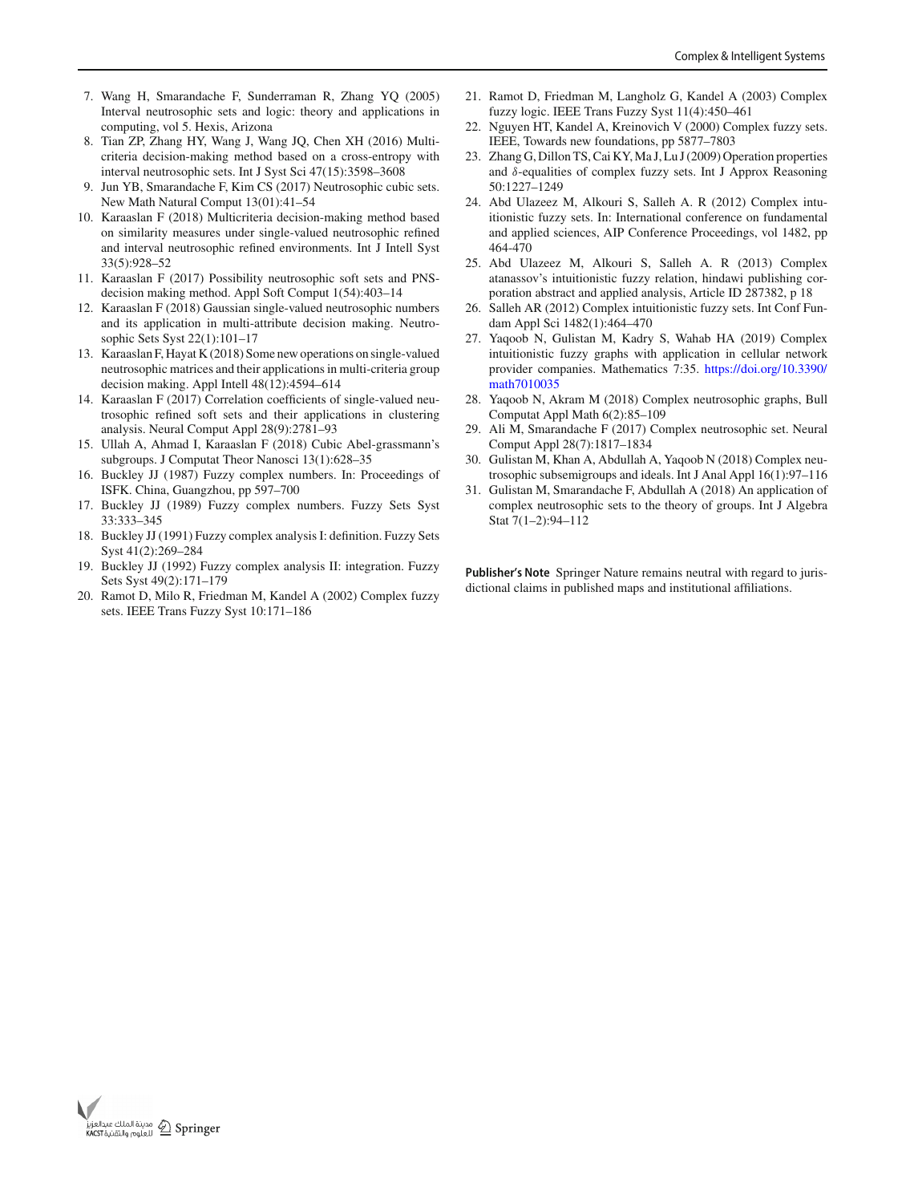7. Wang H, Smarandache F, Sunderraman R, Zhang YQ (2005) Interval neutrosophic sets and logic: theory and applications in computing, vol 5. Hexis, Arizona
8. Tian ZP, Zhang HY, Wang J, Wang JQ, Chen XH (2016) Multi-criteria decision-making method based on a cross-entropy with interval neutrosophic sets. Int J Syst Sci 47(15):3598–3608
9. Jun YB, Smarandache F, Kim CS (2017) Neutrosophic cubic sets. New Math Natural Comput 13(01):41–54
10. Karaaslan F (2018) Multicriteria decision-making method based on similarity measures under single-valued neutrosophic refined and interval neutrosophic refined environments. Int J Intell Syst 33(5):928–52
11. Karaaslan F (2017) Possibility neutrosophic soft sets and PNS-decision making method. Appl Soft Comput 1(54):403–14
12. Karaaslan F (2018) Gaussian single-valued neutrosophic numbers and its application in multi-attribute decision making. Neutrosophic Sets Syst 22(1):101–17
13. Karaaslan F, Hayat K (2018) Some new operations on single-valued neutrosophic matrices and their applications in multi-criteria group decision making. Appl Intell 48(12):4594–614
14. Karaaslan F (2017) Correlation coefficients of single-valued neutrosophic refined soft sets and their applications in clustering analysis. Neural Comput Appl 28(9):2781–93
15. Ullah A, Ahmad I, Karaaslan F (2018) Cubic Abel-grassmann's subgroups. J Computat Theor Nanosci 13(1):628–35
16. Buckley JJ (1987) Fuzzy complex numbers. In: Proceedings of ISFK. China, Guangzhou, pp 597–700
17. Buckley JJ (1989) Fuzzy complex numbers. Fuzzy Sets Syst 33:333–345
18. Buckley JJ (1991) Fuzzy complex analysis I: definition. Fuzzy Sets Syst 41(2):269–284
19. Buckley JJ (1992) Fuzzy complex analysis II: integration. Fuzzy Sets Syst 49(2):171–179
20. Ramot D, Milo R, Friedman M, Kandel A (2002) Complex fuzzy sets. IEEE Trans Fuzzy Syst 10:171–186
21. Ramot D, Friedman M, Langholz G, Kandel A (2003) Complex fuzzy logic. IEEE Trans Fuzzy Syst 11(4):450–461
22. Nguyen HT, Kandel A, Kreinovich V (2000) Complex fuzzy sets. IEEE, Towards new foundations, pp 5877–7803
23. Zhang G, Dillon TS, Cai KY, Ma J, Lu J (2009) Operation properties and $\delta$-equalities of complex fuzzy sets. Int J Approx Reasoning 50:1227–1249
24. Abd Ulazeez M, Alkouri S, Salleh A. R (2012) Complex intuitionistic fuzzy sets. In: International conference on fundamental and applied sciences, AIP Conference Proceedings, vol 1482, pp 464-470
25. Abd Ulazeez M, Alkouri S, Salleh A. R (2013) Complex atanassov's intuitionistic fuzzy relation, hindawi publishing corporation abstract and applied analysis, Article ID 287382, p 18
26. Salleh AR (2012) Complex intuitionistic fuzzy sets. Int Conf Fundam Appl Sci 1482(1):464–470
27. Yaqoob N, Gulistan M, Kadry S, Wahab HA (2019) Complex intuitionistic fuzzy graphs with application in cellular network provider companies. Mathematics 7:35. https://doi.org/10.3390/math7010035
28. Yaqoob N, Akram M (2018) Complex neutrosophic graphs, Bull Computat Appl Math 6(2):85–109
29. Ali M, Smarandache F (2017) Complex neutrosophic set. Neural Comput Appl 28(7):1817–1834
30. Gulistan M, Khan A, Abdullah A, Yaqoob N (2018) Complex neutrosophic subsemigroups and ideals. Int J Anal Appl 16(1):97–116
31. Gulistan M, Smarandache F, Abdullah A (2018) An application of complex neutrosophic sets to the theory of groups. Int J Algebra Stat 7(1–2):94–112

**Publisher's Note** Springer Nature remains neutral with regard to jurisdictional claims in published maps and institutional affiliations.